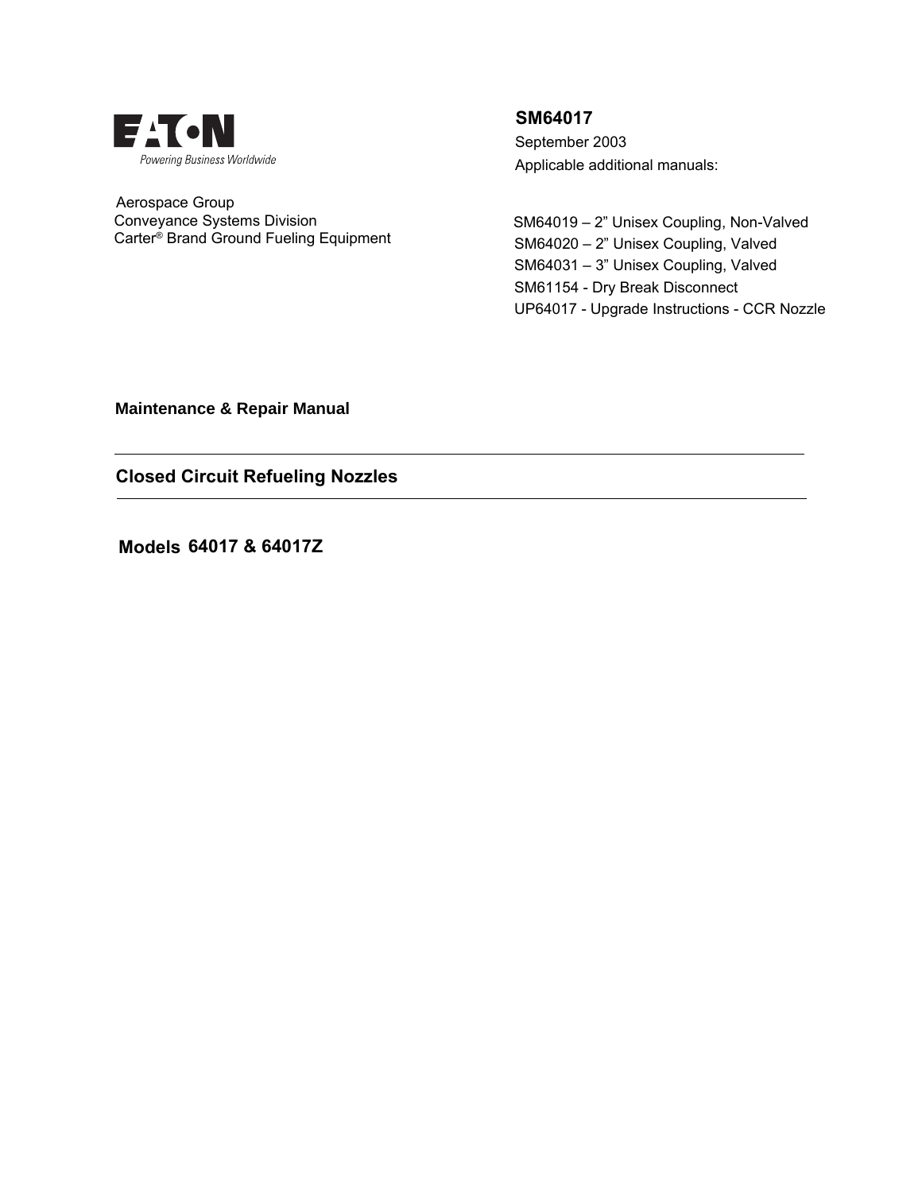EATON
Powering Business Worldwide

Aerospace Group
Conveyance Systems Division
Carter® Brand Ground Fueling Equipment

**SM64017**
September 2003
Applicable additional manuals:

SM64019 – 2" Unisex Coupling, Non-Valved
SM64020 – 2" Unisex Coupling, Valved
SM64031 – 3" Unisex Coupling, Valved
SM61154 - Dry Break Disconnect
UP64017 - Upgrade Instructions - CCR Nozzle

**Maintenance & Repair Manual**

---

## Closed Circuit Refueling Nozzles

---

**Models 64017 & 64017Z**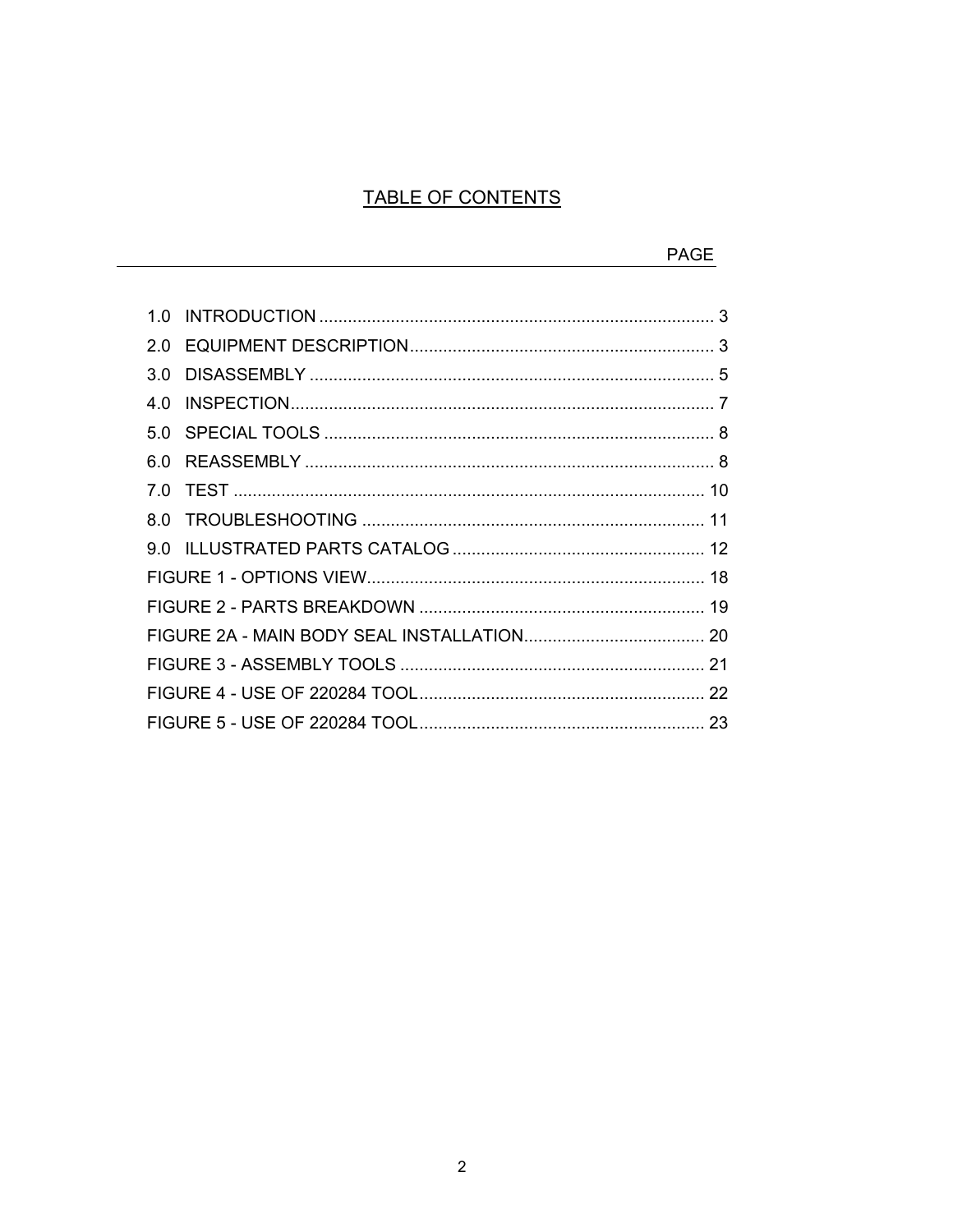# TABLE OF CONTENTS

| | PAGE |
|---|---|
| 1.0 INTRODUCTION | 3 |
| 2.0 EQUIPMENT DESCRIPTION | 3 |
| 3.0 DISASSEMBLY | 5 |
| 4.0 INSPECTION | 7 |
| 5.0 SPECIAL TOOLS | 8 |
| 6.0 REASSEMBLY | 8 |
| 7.0 TEST | 10 |
| 8.0 TROUBLESHOOTING | 11 |
| 9.0 ILLUSTRATED PARTS CATALOG | 12 |
| FIGURE 1 - OPTIONS VIEW | 18 |
| FIGURE 2 - PARTS BREAKDOWN | 19 |
| FIGURE 2A - MAIN BODY SEAL INSTALLATION | 20 |
| FIGURE 3 - ASSEMBLY TOOLS | 21 |
| FIGURE 4 - USE OF 220284 TOOL | 22 |
| FIGURE 5 - USE OF 220284 TOOL | 23 |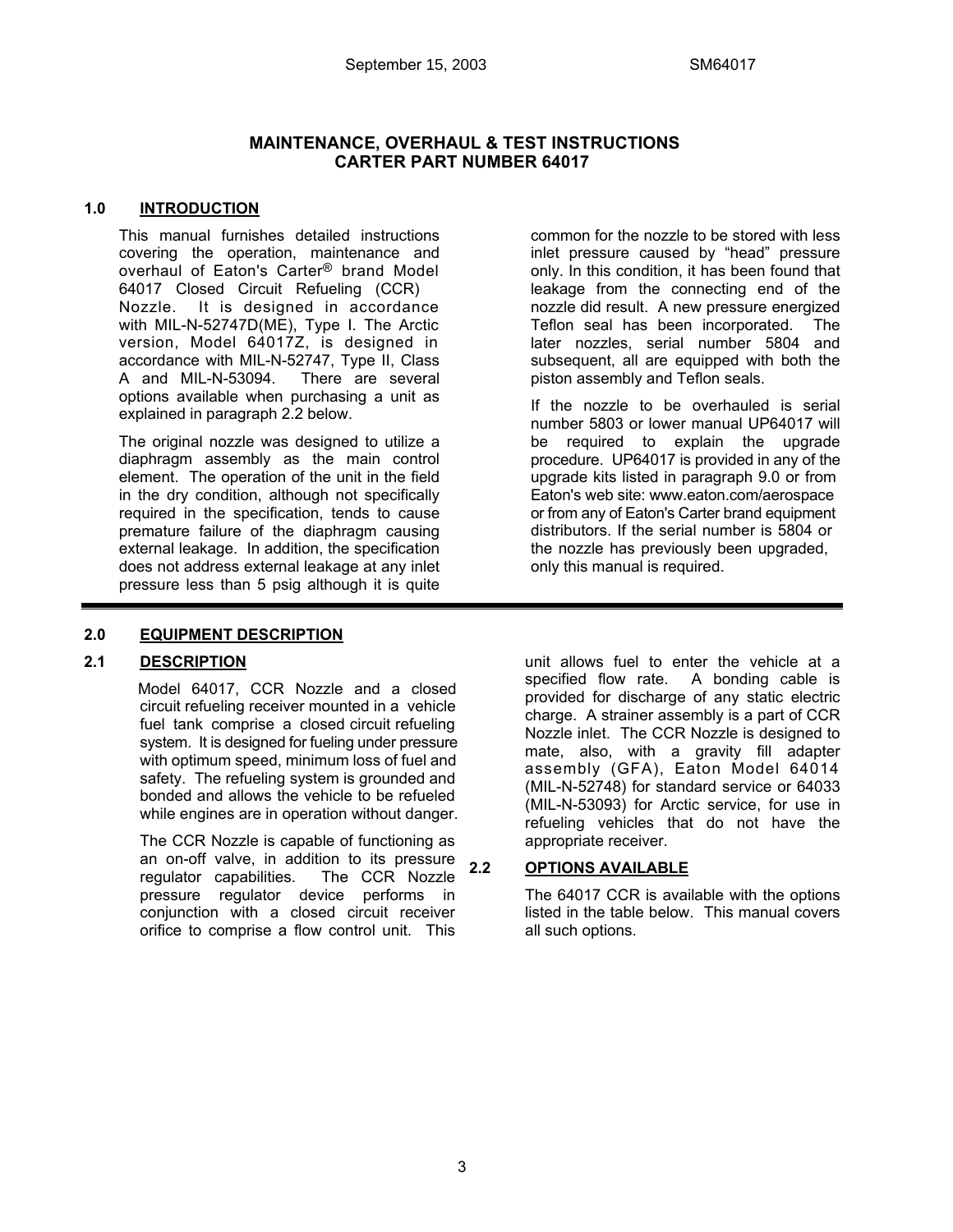## MAINTENANCE, OVERHAUL & TEST INSTRUCTIONS
## CARTER PART NUMBER 64017

### 1.0 INTRODUCTION

This manual furnishes detailed instructions covering the operation, maintenance and overhaul of Eaton's Carter® brand Model 64017 Closed Circuit Refueling (CCR) Nozzle. It is designed in accordance with MIL-N-52747D(ME), Type I. The Arctic version, Model 64017Z, is designed in accordance with MIL-N-52747, Type II, Class A and MIL-N-53094. There are several options available when purchasing a unit as explained in paragraph 2.2 below.

The original nozzle was designed to utilize a diaphragm assembly as the main control element. The operation of the unit in the field in the dry condition, although not specifically required in the specification, tends to cause premature failure of the diaphragm causing external leakage. In addition, the specification does not address external leakage at any inlet pressure less than 5 psig although it is quite common for the nozzle to be stored with less inlet pressure caused by "head" pressure only. In this condition, it has been found that leakage from the connecting end of the nozzle did result. A new pressure energized Teflon seal has been incorporated. The later nozzles, serial number 5804 and subsequent, all are equipped with both the piston assembly and Teflon seals.

If the nozzle to be overhauled is serial number 5803 or lower manual UP64017 will be required to explain the upgrade procedure. UP64017 is provided in any of the upgrade kits listed in paragraph 9.0 or from Eaton's web site: www.eaton.com/aerospace or from any of Eaton's Carter brand equipment distributors. If the serial number is 5804 or the nozzle has previously been upgraded, only this manual is required.

### 2.0 EQUIPMENT DESCRIPTION

### 2.1 DESCRIPTION

Model 64017, CCR Nozzle and a closed circuit refueling receiver mounted in a vehicle fuel tank comprise a closed circuit refueling system. It is designed for fueling under pressure with optimum speed, minimum loss of fuel and safety. The refueling system is grounded and bonded and allows the vehicle to be refueled while engines are in operation without danger.

The CCR Nozzle is capable of functioning as an on-off valve, in addition to its pressure regulator capabilities. The CCR Nozzle pressure regulator device performs in conjunction with a closed circuit receiver orifice to comprise a flow control unit. This unit allows fuel to enter the vehicle at a specified flow rate. A bonding cable is provided for discharge of any static electric charge. A strainer assembly is a part of CCR Nozzle inlet. The CCR Nozzle is designed to mate, also, with a gravity fill adapter assembly (GFA), Eaton Model 64014 (MIL-N-52748) for standard service or 64033 (MIL-N-53093) for Arctic service, for use in refueling vehicles that do not have the appropriate receiver.

### 2.2 OPTIONS AVAILABLE

The 64017 CCR is available with the options listed in the table below. This manual covers all such options.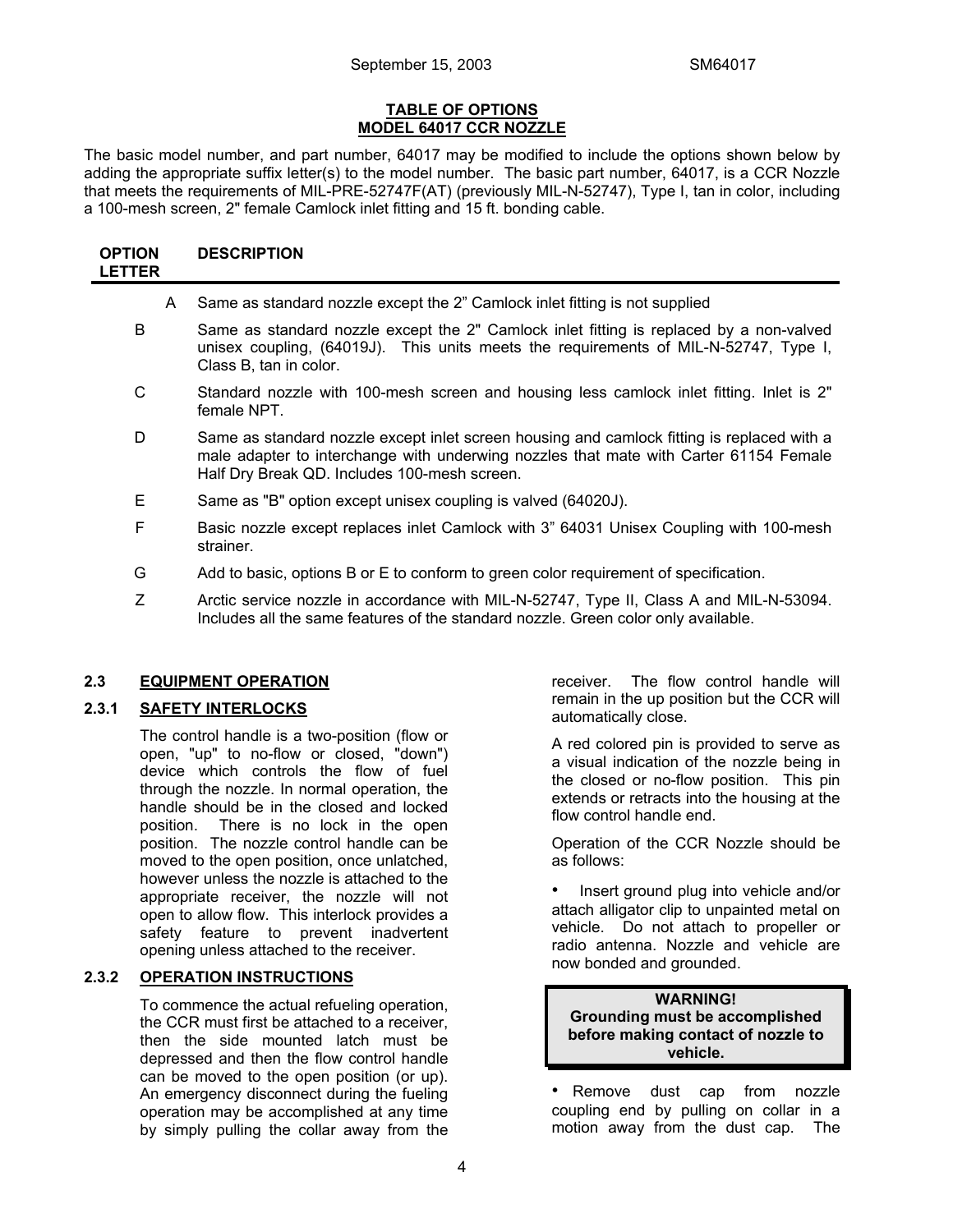## TABLE OF OPTIONS
## MODEL 64017 CCR NOZZLE

The basic model number, and part number, 64017 may be modified to include the options shown below by adding the appropriate suffix letter(s) to the model number. The basic part number, 64017, is a CCR Nozzle that meets the requirements of MIL-PRE-52747F(AT) (previously MIL-N-52747), Type I, tan in color, including a 100-mesh screen, 2" female Camlock inlet fitting and 15 ft. bonding cable.

| OPTION LETTER | DESCRIPTION |
|---|---|
| A | Same as standard nozzle except the 2" Camlock inlet fitting is not supplied |
| B | Same as standard nozzle except the 2" Camlock inlet fitting is replaced by a non-valved unisex coupling, (64019J). This units meets the requirements of MIL-N-52747, Type I, Class B, tan in color. |
| C | Standard nozzle with 100-mesh screen and housing less camlock inlet fitting. Inlet is 2" female NPT. |
| D | Same as standard nozzle except inlet screen housing and camlock fitting is replaced with a male adapter to interchange with underwing nozzles that mate with Carter 61154 Female Half Dry Break QD. Includes 100-mesh screen. |
| E | Same as "B" option except unisex coupling is valved (64020J). |
| F | Basic nozzle except replaces inlet Camlock with 3" 64031 Unisex Coupling with 100-mesh strainer. |
| G | Add to basic, options B or E to conform to green color requirement of specification. |
| Z | Arctic service nozzle in accordance with MIL-N-52747, Type II, Class A and MIL-N-53094. Includes all the same features of the standard nozzle. Green color only available. |

### 2.3 EQUIPMENT OPERATION

#### 2.3.1 SAFETY INTERLOCKS

The control handle is a two-position (flow or open, "up" to no-flow or closed, "down") device which controls the flow of fuel through the nozzle. In normal operation, the handle should be in the closed and locked position. There is no lock in the open position. The nozzle control handle can be moved to the open position, once unlatched, however unless the nozzle is attached to the appropriate receiver, the nozzle will not open to allow flow. This interlock provides a safety feature to prevent inadvertent opening unless attached to the receiver.

#### 2.3.2 OPERATION INSTRUCTIONS

To commence the actual refueling operation, the CCR must first be attached to a receiver, then the side mounted latch must be depressed and then the flow control handle can be moved to the open position (or up). An emergency disconnect during the fueling operation may be accomplished at any time by simply pulling the collar away from the receiver. The flow control handle will remain in the up position but the CCR will automatically close.

A red colored pin is provided to serve as a visual indication of the nozzle being in the closed or no-flow position. This pin extends or retracts into the housing at the flow control handle end.

Operation of the CCR Nozzle should be as follows:

- Insert ground plug into vehicle and/or attach alligator clip to unpainted metal on vehicle. Do not attach to propeller or radio antenna. Nozzle and vehicle are now bonded and grounded.

> **WARNING!**
> **Grounding must be accomplished before making contact of nozzle to vehicle.**

- Remove dust cap from nozzle coupling end by pulling on collar in a motion away from the dust cap. The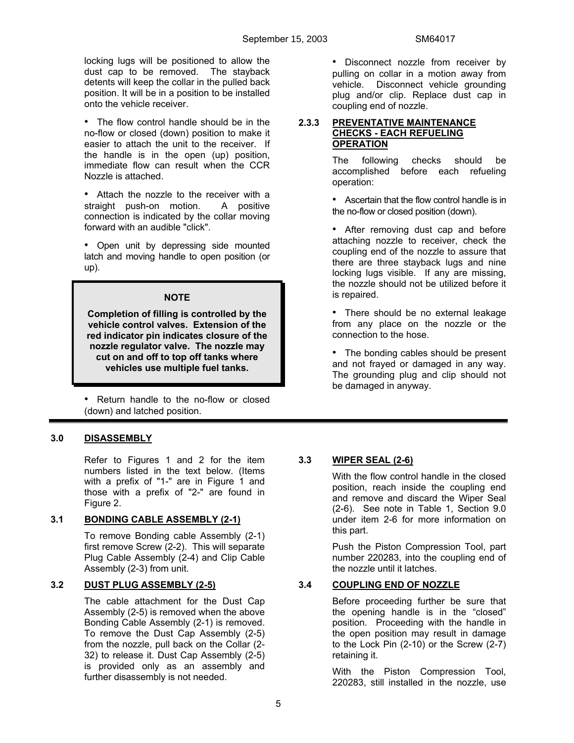locking lugs will be positioned to allow the dust cap to be removed. The stayback detents will keep the collar in the pulled back position. It will be in a position to be installed onto the vehicle receiver.

- The flow control handle should be in the no-flow or closed (down) position to make it easier to attach the unit to the receiver. If the handle is in the open (up) position, immediate flow can result when the CCR Nozzle is attached.
- Attach the nozzle to the receiver with a straight push-on motion. A positive connection is indicated by the collar moving forward with an audible "click".
- Open unit by depressing side mounted latch and moving handle to open position (or up).

> **NOTE**
>
> **Completion of filling is controlled by the vehicle control valves. Extension of the red indicator pin indicates closure of the nozzle regulator valve. The nozzle may cut on and off to top off tanks where vehicles use multiple fuel tanks.**

- Return handle to the no-flow or closed (down) and latched position.
- Disconnect nozzle from receiver by pulling on collar in a motion away from vehicle. Disconnect vehicle grounding plug and/or clip. Replace dust cap in coupling end of nozzle.

### 2.3.3 PREVENTATIVE MAINTENANCE CHECKS - EACH REFUELING OPERATION

The following checks should be accomplished before each refueling operation:

- Ascertain that the flow control handle is in the no-flow or closed position (down).
- After removing dust cap and before attaching nozzle to receiver, check the coupling end of the nozzle to assure that there are three stayback lugs and nine locking lugs visible. If any are missing, the nozzle should not be utilized before it is repaired.
- There should be no external leakage from any place on the nozzle or the connection to the hose.
- The bonding cables should be present and not frayed or damaged in any way. The grounding plug and clip should not be damaged in anyway.

## 3.0 DISASSEMBLY

Refer to Figures 1 and 2 for the item numbers listed in the text below. (Items with a prefix of "1-" are in Figure 1 and those with a prefix of "2-" are found in Figure 2.

### 3.1 BONDING CABLE ASSEMBLY (2-1)

To remove Bonding cable Assembly (2-1) first remove Screw (2-2). This will separate Plug Cable Assembly (2-4) and Clip Cable Assembly (2-3) from unit.

### 3.2 DUST PLUG ASSEMBLY (2-5)

The cable attachment for the Dust Cap Assembly (2-5) is removed when the above Bonding Cable Assembly (2-1) is removed. To remove the Dust Cap Assembly (2-5) from the nozzle, pull back on the Collar (2-32) to release it. Dust Cap Assembly (2-5) is provided only as an assembly and further disassembly is not needed.

### 3.3 WIPER SEAL (2-6)

With the flow control handle in the closed position, reach inside the coupling end and remove and discard the Wiper Seal (2-6). See note in Table 1, Section 9.0 under item 2-6 for more information on this part.

Push the Piston Compression Tool, part number 220283, into the coupling end of the nozzle until it latches.

### 3.4 COUPLING END OF NOZZLE

Before proceeding further be sure that the opening handle is in the “closed” position. Proceeding with the handle in the open position may result in damage to the Lock Pin (2-10) or the Screw (2-7) retaining it.

With the Piston Compression Tool, 220283, still installed in the nozzle, use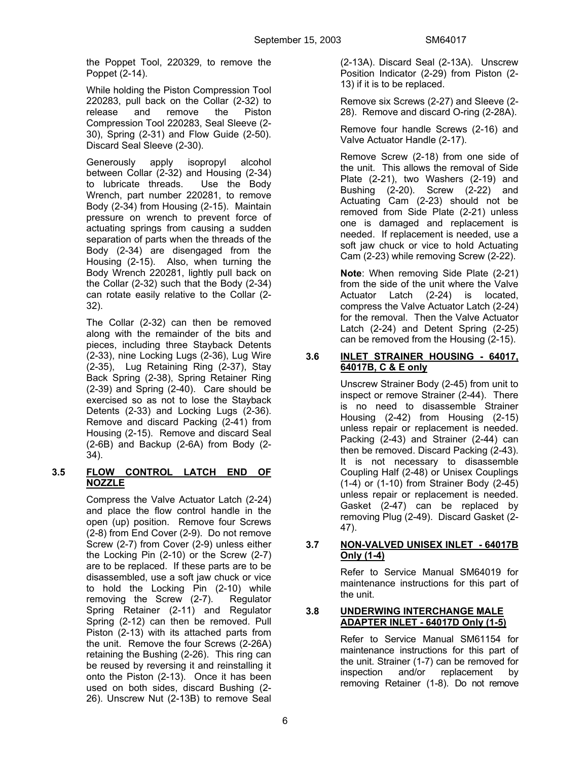the Poppet Tool, 220329, to remove the Poppet (2-14).

While holding the Piston Compression Tool 220283, pull back on the Collar (2-32) to release and remove the Piston Compression Tool 220283, Seal Sleeve (2-30), Spring (2-31) and Flow Guide (2-50). Discard Seal Sleeve (2-30).

Generously apply isopropyl alcohol between Collar (2-32) and Housing (2-34) to lubricate threads. Use the Body Wrench, part number 220281, to remove Body (2-34) from Housing (2-15). Maintain pressure on wrench to prevent force of actuating springs from causing a sudden separation of parts when the threads of the Body (2-34) are disengaged from the Housing (2-15). Also, when turning the Body Wrench 220281, lightly pull back on the Collar (2-32) such that the Body (2-34) can rotate easily relative to the Collar (2-32).

The Collar (2-32) can then be removed along with the remainder of the bits and pieces, including three Stayback Detents (2-33), nine Locking Lugs (2-36), Lug Wire (2-35), Lug Retaining Ring (2-37), Stay Back Spring (2-38), Spring Retainer Ring (2-39) and Spring (2-40). Care should be exercised so as not to lose the Stayback Detents (2-33) and Locking Lugs (2-36). Remove and discard Packing (2-41) from Housing (2-15). Remove and discard Seal (2-6B) and Backup (2-6A) from Body (2-34).

## 3.5 FLOW CONTROL LATCH END OF NOZZLE

Compress the Valve Actuator Latch (2-24) and place the flow control handle in the open (up) position. Remove four Screws (2-8) from End Cover (2-9). Do not remove Screw (2-7) from Cover (2-9) unless either the Locking Pin (2-10) or the Screw (2-7) are to be replaced. If these parts are to be disassembled, use a soft jaw chuck or vice to hold the Locking Pin (2-10) while removing the Screw (2-7). Regulator Spring Retainer (2-11) and Regulator Spring (2-12) can then be removed. Pull Piston (2-13) with its attached parts from the unit. Remove the four Screws (2-26A) retaining the Bushing (2-26). This ring can be reused by reversing it and reinstalling it onto the Piston (2-13). Once it has been used on both sides, discard Bushing (2-26). Unscrew Nut (2-13B) to remove Seal (2-13A). Discard Seal (2-13A). Unscrew Position Indicator (2-29) from Piston (2-13) if it is to be replaced.

Remove six Screws (2-27) and Sleeve (2-28). Remove and discard O-ring (2-28A).

Remove four handle Screws (2-16) and Valve Actuator Handle (2-17).

Remove Screw (2-18) from one side of the unit. This allows the removal of Side Plate (2-21), two Washers (2-19) and Bushing (2-20). Screw (2-22) and Actuating Cam (2-23) should not be removed from Side Plate (2-21) unless one is damaged and replacement is needed. If replacement is needed, use a soft jaw chuck or vice to hold Actuating Cam (2-23) while removing Screw (2-22).

**Note**: When removing Side Plate (2-21) from the side of the unit where the Valve Actuator Latch (2-24) is located, compress the Valve Actuator Latch (2-24) for the removal. Then the Valve Actuator Latch (2-24) and Detent Spring (2-25) can be removed from the Housing (2-15).

## 3.6 INLET STRAINER HOUSING - 64017, 64017B, C & E only

Unscrew Strainer Body (2-45) from unit to inspect or remove Strainer (2-44). There is no need to disassemble Strainer Housing (2-42) from Housing (2-15) unless repair or replacement is needed. Packing (2-43) and Strainer (2-44) can then be removed. Discard Packing (2-43). It is not necessary to disassemble Coupling Half (2-48) or Unisex Couplings (1-4) or (1-10) from Strainer Body (2-45) unless repair or replacement is needed. Gasket (2-47) can be replaced by removing Plug (2-49). Discard Gasket (2-47).

## 3.7 NON-VALVED UNISEX INLET - 64017B Only (1-4)

Refer to Service Manual SM64019 for maintenance instructions for this part of the unit.

## 3.8 UNDERWING INTERCHANGE MALE ADAPTER INLET - 64017D Only (1-5)

Refer to Service Manual SM61154 for maintenance instructions for this part of the unit. Strainer (1-7) can be removed for inspection and/or replacement by removing Retainer (1-8). Do not remove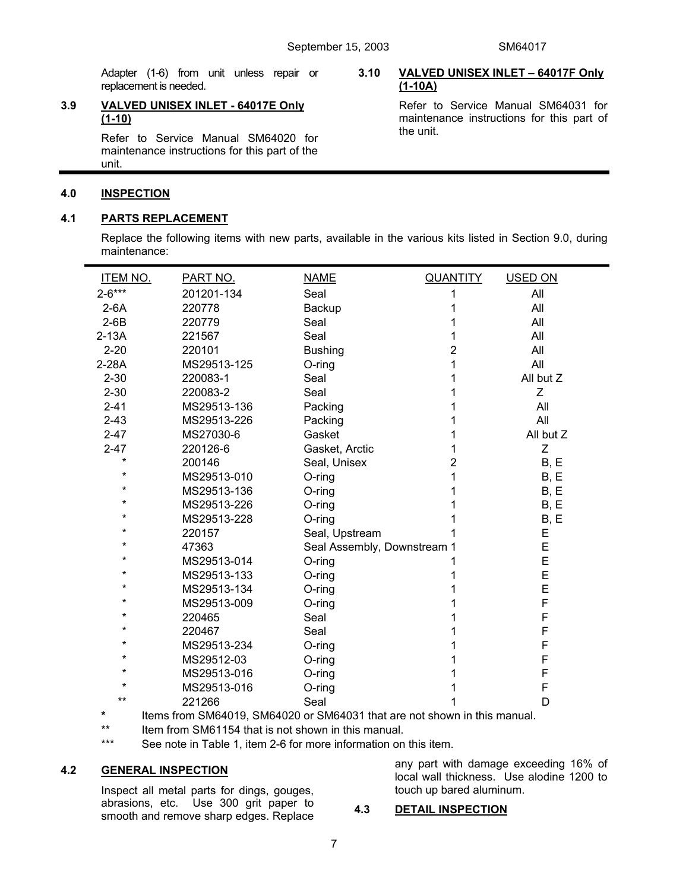Adapter (1-6) from unit unless repair or replacement is needed.

### 3.9 VALVED UNISEX INLET - 64017E Only (1-10)

Refer to Service Manual SM64020 for maintenance instructions for this part of the unit.

### 3.10 VALVED UNISEX INLET – 64017F Only (1-10A)

Refer to Service Manual SM64031 for maintenance instructions for this part of the unit.

## 4.0 INSPECTION

### 4.1 PARTS REPLACEMENT

Replace the following items with new parts, available in the various kits listed in Section 9.0, during maintenance:

| ITEM NO. | PART NO. | NAME | QUANTITY | USED ON |
|---|---|---|---|---|
| 2-6*** | 201201-134 | Seal | 1 | All |
| 2-6A | 220778 | Backup | 1 | All |
| 2-6B | 220779 | Seal | 1 | All |
| 2-13A | 221567 | Seal | 1 | All |
| 2-20 | 220101 | Bushing | 2 | All |
| 2-28A | MS29513-125 | O-ring | 1 | All |
| 2-30 | 220083-1 | Seal | 1 | All but Z |
| 2-30 | 220083-2 | Seal | 1 | Z |
| 2-41 | MS29513-136 | Packing | 1 | All |
| 2-43 | MS29513-226 | Packing | 1 | All |
| 2-47 | MS27030-6 | Gasket | 1 | All but Z |
| 2-47 | 220126-6 | Gasket, Arctic | 1 | Z |
| * | 200146 | Seal, Unisex | 2 | B, E |
| * | MS29513-010 | O-ring | 1 | B, E |
| * | MS29513-136 | O-ring | 1 | B, E |
| * | MS29513-226 | O-ring | 1 | B, E |
| * | MS29513-228 | O-ring | 1 | B, E |
| * | 220157 | Seal, Upstream | 1 | E |
| * | 47363 | Seal Assembly, Downstream | 1 | E |
| * | MS29513-014 | O-ring | 1 | E |
| * | MS29513-133 | O-ring | 1 | E |
| * | MS29513-134 | O-ring | 1 | E |
| * | MS29513-009 | O-ring | 1 | F |
| * | 220465 | Seal | 1 | F |
| * | 220467 | Seal | 1 | F |
| * | MS29513-234 | O-ring | 1 | F |
| * | MS29512-03 | O-ring | 1 | F |
| * | MS29513-016 | O-ring | 1 | F |
| * | MS29513-016 | O-ring | 1 | F |
| ** | 221266 | Seal | 1 | D |

\* Items from SM64019, SM64020 or SM64031 that are not shown in this manual.

** Item from SM61154 that is not shown in this manual.

*** See note in Table 1, item 2-6 for more information on this item.

### 4.2 GENERAL INSPECTION

Inspect all metal parts for dings, gouges, abrasions, etc. Use 300 grit paper to smooth and remove sharp edges. Replace any part with damage exceeding 16% of local wall thickness. Use alodine 1200 to touch up bared aluminum.

### 4.3 DETAIL INSPECTION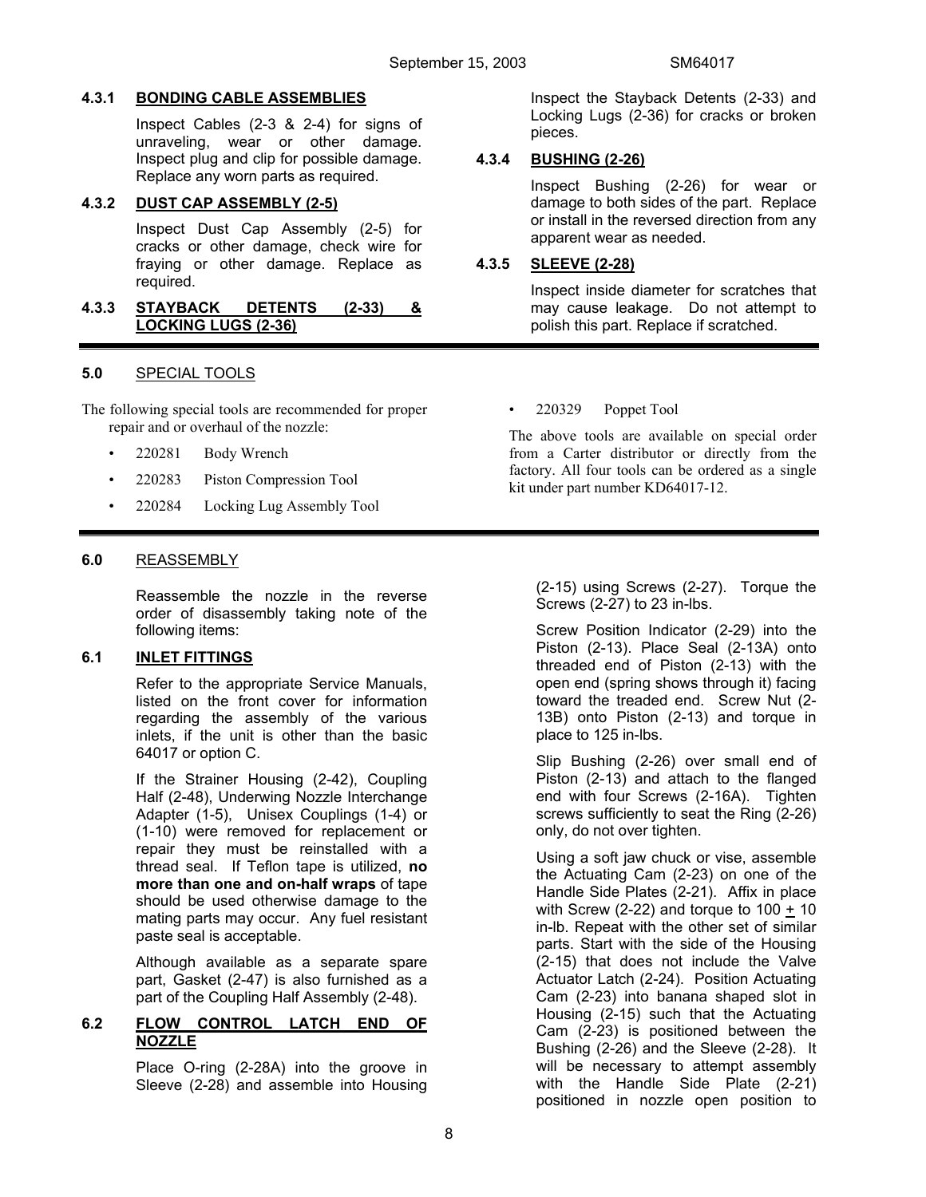#### 4.3.1 BONDING CABLE ASSEMBLIES

Inspect Cables (2-3 & 2-4) for signs of unraveling, wear or other damage. Inspect plug and clip for possible damage. Replace any worn parts as required.

#### 4.3.2 DUST CAP ASSEMBLY (2-5)

Inspect Dust Cap Assembly (2-5) for cracks or other damage, check wire for fraying or other damage. Replace as required.

#### 4.3.3 STAYBACK DETENTS (2-33) & LOCKING LUGS (2-36)

Inspect the Stayback Detents (2-33) and Locking Lugs (2-36) for cracks or broken pieces.

#### 4.3.4 BUSHING (2-26)

Inspect Bushing (2-26) for wear or damage to both sides of the part. Replace or install in the reversed direction from any apparent wear as needed.

#### 4.3.5 SLEEVE (2-28)

Inspect inside diameter for scratches that may cause leakage. Do not attempt to polish this part. Replace if scratched.

## 5.0 SPECIAL TOOLS

The following special tools are recommended for proper repair and or overhaul of the nozzle:

- 220281 Body Wrench
- 220283 Piston Compression Tool
- 220284 Locking Lug Assembly Tool
- 220329 Poppet Tool

The above tools are available on special order from a Carter distributor or directly from the factory. All four tools can be ordered as a single kit under part number KD64017-12.

## 6.0 REASSEMBLY

Reassemble the nozzle in the reverse order of disassembly taking note of the following items:

### 6.1 INLET FITTINGS

Refer to the appropriate Service Manuals, listed on the front cover for information regarding the assembly of the various inlets, if the unit is other than the basic 64017 or option C.

If the Strainer Housing (2-42), Coupling Half (2-48), Underwing Nozzle Interchange Adapter (1-5), Unisex Couplings (1-4) or (1-10) were removed for replacement or repair they must be reinstalled with a thread seal. If Teflon tape is utilized, **no more than one and on-half wraps** of tape should be used otherwise damage to the mating parts may occur. Any fuel resistant paste seal is acceptable.

Although available as a separate spare part, Gasket (2-47) is also furnished as a part of the Coupling Half Assembly (2-48).

### 6.2 FLOW CONTROL LATCH END OF NOZZLE

Place O-ring (2-28A) into the groove in Sleeve (2-28) and assemble into Housing (2-15) using Screws (2-27). Torque the Screws (2-27) to 23 in-lbs.

Screw Position Indicator (2-29) into the Piston (2-13). Place Seal (2-13A) onto threaded end of Piston (2-13) with the open end (spring shows through it) facing toward the treaded end. Screw Nut (2-13B) onto Piston (2-13) and torque in place to 125 in-lbs.

Slip Bushing (2-26) over small end of Piston (2-13) and attach to the flanged end with four Screws (2-16A). Tighten screws sufficiently to seat the Ring (2-26) only, do not over tighten.

Using a soft jaw chuck or vise, assemble the Actuating Cam (2-23) on one of the Handle Side Plates (2-21). Affix in place with Screw (2-22) and torque to 100 $\pm$ 10 in-lb. Repeat with the other set of similar parts. Start with the side of the Housing (2-15) that does not include the Valve Actuator Latch (2-24). Position Actuating Cam (2-23) into banana shaped slot in Housing (2-15) such that the Actuating Cam (2-23) is positioned between the Bushing (2-26) and the Sleeve (2-28). It will be necessary to attempt assembly with the Handle Side Plate (2-21) positioned in nozzle open position to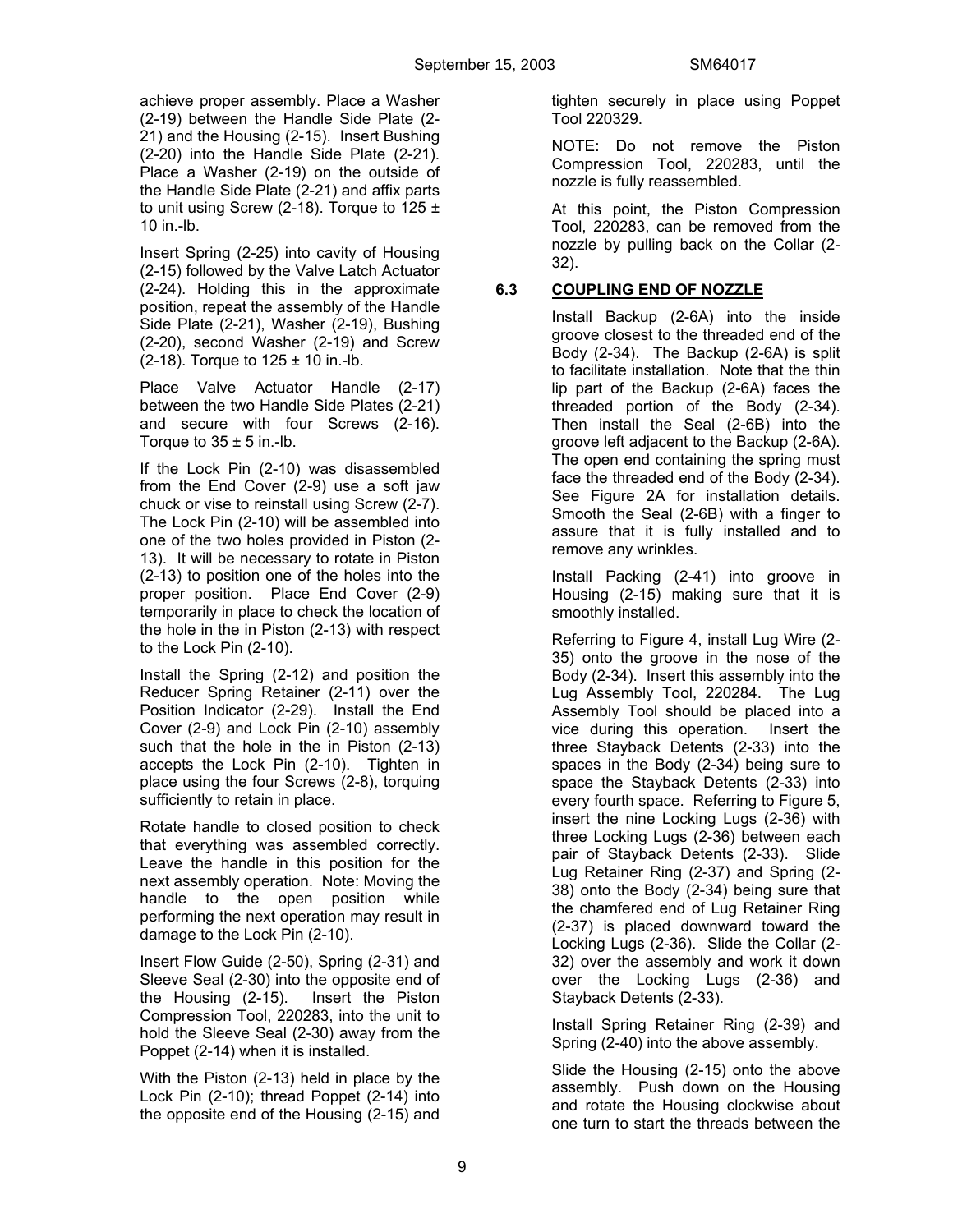achieve proper assembly. Place a Washer (2-19) between the Handle Side Plate (2-21) and the Housing (2-15). Insert Bushing (2-20) into the Handle Side Plate (2-21). Place a Washer (2-19) on the outside of the Handle Side Plate (2-21) and affix parts to unit using Screw (2-18). Torque to 125 ± 10 in.-lb.

Insert Spring (2-25) into cavity of Housing (2-15) followed by the Valve Latch Actuator (2-24). Holding this in the approximate position, repeat the assembly of the Handle Side Plate (2-21), Washer (2-19), Bushing (2-20), second Washer (2-19) and Screw (2-18). Torque to 125 ± 10 in.-lb.

Place Valve Actuator Handle (2-17) between the two Handle Side Plates (2-21) and secure with four Screws (2-16). Torque to 35 ± 5 in.-lb.

If the Lock Pin (2-10) was disassembled from the End Cover (2-9) use a soft jaw chuck or vise to reinstall using Screw (2-7). The Lock Pin (2-10) will be assembled into one of the two holes provided in Piston (2-13). It will be necessary to rotate in Piston (2-13) to position one of the holes into the proper position. Place End Cover (2-9) temporarily in place to check the location of the hole in the in Piston (2-13) with respect to the Lock Pin (2-10).

Install the Spring (2-12) and position the Reducer Spring Retainer (2-11) over the Position Indicator (2-29). Install the End Cover (2-9) and Lock Pin (2-10) assembly such that the hole in the in Piston (2-13) accepts the Lock Pin (2-10). Tighten in place using the four Screws (2-8), torquing sufficiently to retain in place.

Rotate handle to closed position to check that everything was assembled correctly. Leave the handle in this position for the next assembly operation. Note: Moving the handle to the open position while performing the next operation may result in damage to the Lock Pin (2-10).

Insert Flow Guide (2-50), Spring (2-31) and Sleeve Seal (2-30) into the opposite end of the Housing (2-15). Insert the Piston Compression Tool, 220283, into the unit to hold the Sleeve Seal (2-30) away from the Poppet (2-14) when it is installed.

With the Piston (2-13) held in place by the Lock Pin (2-10); thread Poppet (2-14) into the opposite end of the Housing (2-15) and tighten securely in place using Poppet Tool 220329.

NOTE: Do not remove the Piston Compression Tool, 220283, until the nozzle is fully reassembled.

At this point, the Piston Compression Tool, 220283, can be removed from the nozzle by pulling back on the Collar (2-32).

## 6.3 COUPLING END OF NOZZLE

Install Backup (2-6A) into the inside groove closest to the threaded end of the Body (2-34). The Backup (2-6A) is split to facilitate installation. Note that the thin lip part of the Backup (2-6A) faces the threaded portion of the Body (2-34). Then install the Seal (2-6B) into the groove left adjacent to the Backup (2-6A). The open end containing the spring must face the threaded end of the Body (2-34). See Figure 2A for installation details. Smooth the Seal (2-6B) with a finger to assure that it is fully installed and to remove any wrinkles.

Install Packing (2-41) into groove in Housing (2-15) making sure that it is smoothly installed.

Referring to Figure 4, install Lug Wire (2-35) onto the groove in the nose of the Body (2-34). Insert this assembly into the Lug Assembly Tool, 220284. The Lug Assembly Tool should be placed into a vice during this operation. Insert the three Stayback Detents (2-33) into the spaces in the Body (2-34) being sure to space the Stayback Detents (2-33) into every fourth space. Referring to Figure 5, insert the nine Locking Lugs (2-36) with three Locking Lugs (2-36) between each pair of Stayback Detents (2-33). Slide Lug Retainer Ring (2-37) and Spring (2-38) onto the Body (2-34) being sure that the chamfered end of Lug Retainer Ring (2-37) is placed downward toward the Locking Lugs (2-36). Slide the Collar (2-32) over the assembly and work it down over the Locking Lugs (2-36) and Stayback Detents (2-33).

Install Spring Retainer Ring (2-39) and Spring (2-40) into the above assembly.

Slide the Housing (2-15) onto the above assembly. Push down on the Housing and rotate the Housing clockwise about one turn to start the threads between the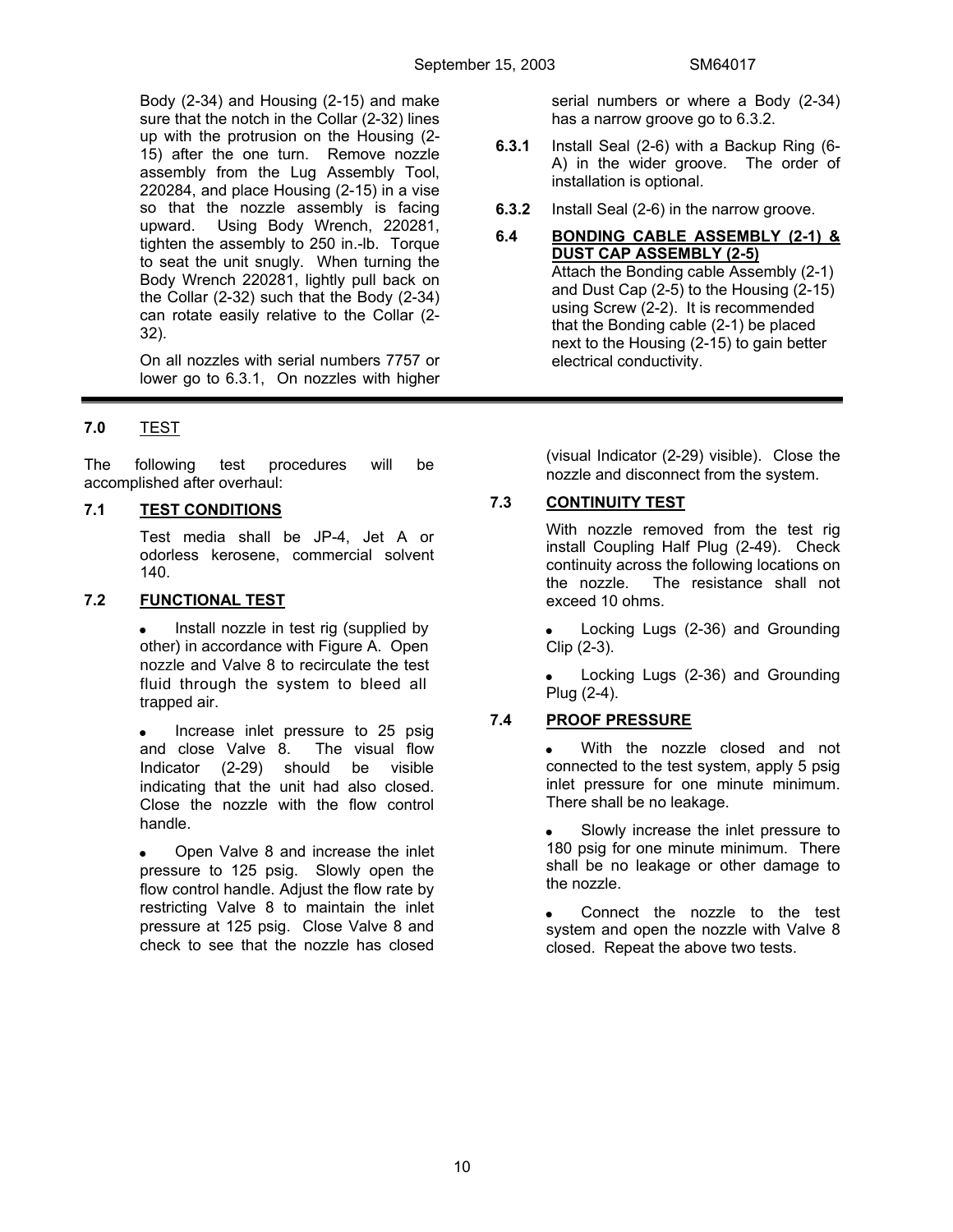Body (2-34) and Housing (2-15) and make sure that the notch in the Collar (2-32) lines up with the protrusion on the Housing (2-15) after the one turn. Remove nozzle assembly from the Lug Assembly Tool, 220284, and place Housing (2-15) in a vise so that the nozzle assembly is facing upward. Using Body Wrench, 220281, tighten the assembly to 250 in.-lb. Torque to seat the unit snugly. When turning the Body Wrench 220281, lightly pull back on the Collar (2-32) such that the Body (2-34) can rotate easily relative to the Collar (2-32).

On all nozzles with serial numbers 7757 or lower go to 6.3.1, On nozzles with higher serial numbers or where a Body (2-34) has a narrow groove go to 6.3.2.

**6.3.1** Install Seal (2-6) with a Backup Ring (6-A) in the wider groove. The order of installation is optional.

**6.3.2** Install Seal (2-6) in the narrow groove.

**6.4 BONDING CABLE ASSEMBLY (2-1) & DUST CAP ASSEMBLY (2-5)**

Attach the Bonding cable Assembly (2-1) and Dust Cap (2-5) to the Housing (2-15) using Screw (2-2). It is recommended that the Bonding cable (2-1) be placed next to the Housing (2-15) to gain better electrical conductivity.

---

## 7.0 TEST

The following test procedures will be accomplished after overhaul:

### 7.1 TEST CONDITIONS

Test media shall be JP-4, Jet A or odorless kerosene, commercial solvent 140.

### 7.2 FUNCTIONAL TEST

- Install nozzle in test rig (supplied by other) in accordance with Figure A. Open nozzle and Valve 8 to recirculate the test fluid through the system to bleed all trapped air.

- Increase inlet pressure to 25 psig and close Valve 8. The visual flow Indicator (2-29) should be visible indicating that the unit had also closed. Close the nozzle with the flow control handle.

- Open Valve 8 and increase the inlet pressure to 125 psig. Slowly open the flow control handle. Adjust the flow rate by restricting Valve 8 to maintain the inlet pressure at 125 psig. Close Valve 8 and check to see that the nozzle has closed (visual Indicator (2-29) visible). Close the nozzle and disconnect from the system.

### 7.3 CONTINUITY TEST

With nozzle removed from the test rig install Coupling Half Plug (2-49). Check continuity across the following locations on the nozzle. The resistance shall not exceed 10 ohms.

- Locking Lugs (2-36) and Grounding Clip (2-3).

- Locking Lugs (2-36) and Grounding Plug (2-4).

### 7.4 PROOF PRESSURE

- With the nozzle closed and not connected to the test system, apply 5 psig inlet pressure for one minute minimum. There shall be no leakage.

- Slowly increase the inlet pressure to 180 psig for one minute minimum. There shall be no leakage or other damage to the nozzle.

- Connect the nozzle to the test system and open the nozzle with Valve 8 closed. Repeat the above two tests.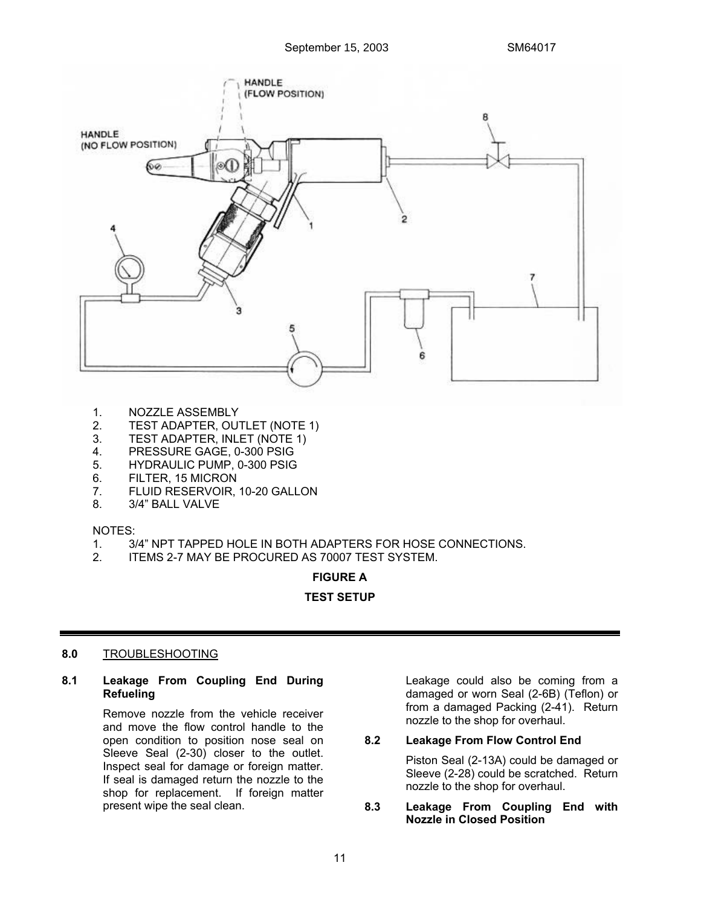1. NOZZLE ASSEMBLY
2. TEST ADAPTER, OUTLET (NOTE 1)
3. TEST ADAPTER, INLET (NOTE 1)
4. PRESSURE GAGE, 0-300 PSIG
5. HYDRAULIC PUMP, 0-300 PSIG
6. FILTER, 15 MICRON
7. FLUID RESERVOIR, 10-20 GALLON
8. 3/4" BALL VALVE

NOTES:

1. 3/4" NPT TAPPED HOLE IN BOTH ADAPTERS FOR HOSE CONNECTIONS.
2. ITEMS 2-7 MAY BE PROCURED AS 70007 TEST SYSTEM.

**FIGURE A**

**TEST SETUP**

---

## 8.0 TROUBLESHOOTING

### 8.1 Leakage From Coupling End During Refueling

Remove nozzle from the vehicle receiver and move the flow control handle to the open condition to position nose seal on Sleeve Seal (2-30) closer to the outlet. Inspect seal for damage or foreign matter. If seal is damaged return the nozzle to the shop for replacement. If foreign matter present wipe the seal clean.

Leakage could also be coming from a damaged or worn Seal (2-6B) (Teflon) or from a damaged Packing (2-41). Return nozzle to the shop for overhaul.

### 8.2 Leakage From Flow Control End

Piston Seal (2-13A) could be damaged or Sleeve (2-28) could be scratched. Return nozzle to the shop for overhaul.

### 8.3 Leakage From Coupling End with Nozzle in Closed Position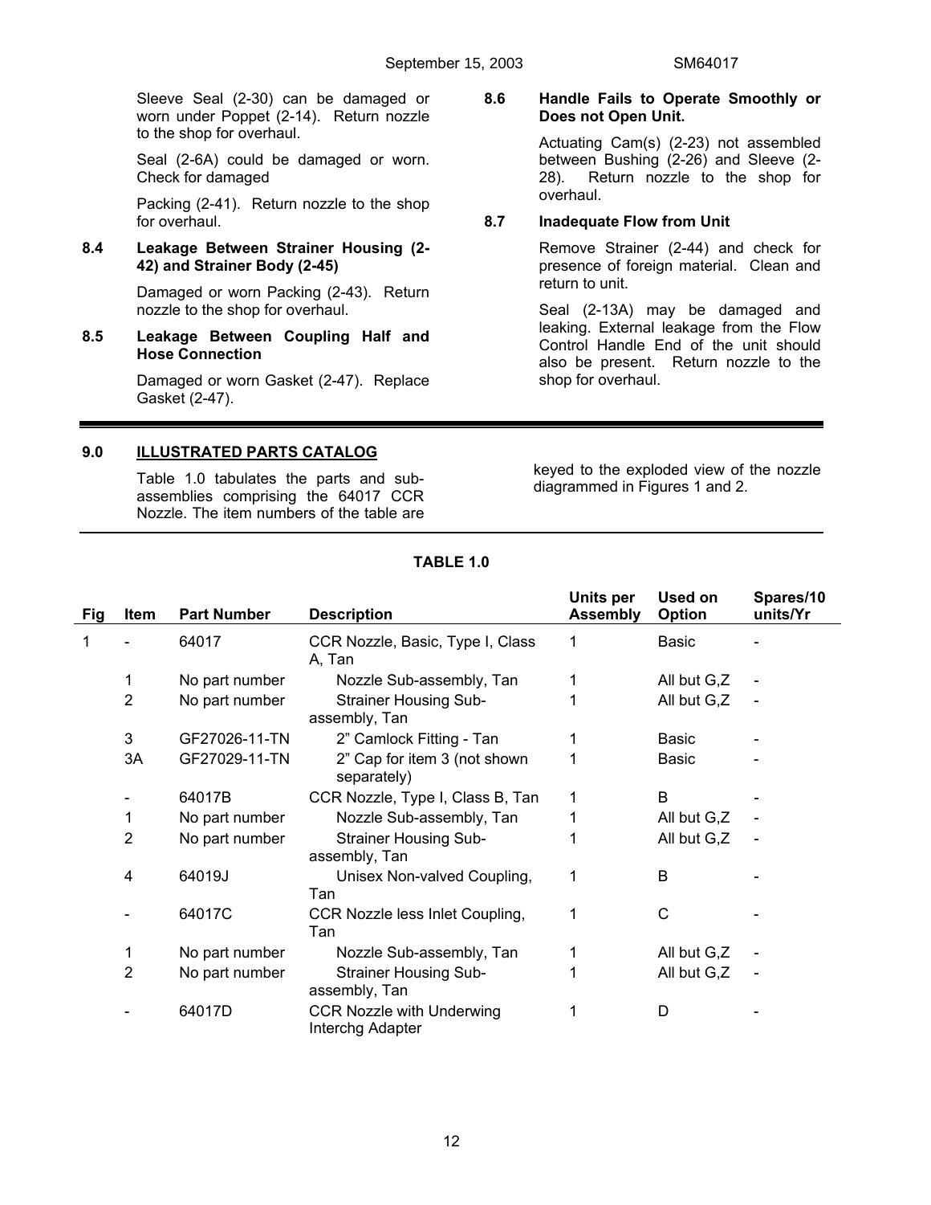Sleeve Seal (2-30) can be damaged or worn under Poppet (2-14). Return nozzle to the shop for overhaul.

Seal (2-6A) could be damaged or worn. Check for damaged

Packing (2-41). Return nozzle to the shop for overhaul.

### 8.4 Leakage Between Strainer Housing (2-42) and Strainer Body (2-45)

Damaged or worn Packing (2-43). Return nozzle to the shop for overhaul.

### 8.5 Leakage Between Coupling Half and Hose Connection

Damaged or worn Gasket (2-47). Replace Gasket (2-47).

### 8.6 Handle Fails to Operate Smoothly or Does not Open Unit.

Actuating Cam(s) (2-23) not assembled between Bushing (2-26) and Sleeve (2-28). Return nozzle to the shop for overhaul.

### 8.7 Inadequate Flow from Unit

Remove Strainer (2-44) and check for presence of foreign material. Clean and return to unit.

Seal (2-13A) may be damaged and leaking. External leakage from the Flow Control Handle End of the unit should also be present. Return nozzle to the shop for overhaul.

## 9.0 ILLUSTRATED PARTS CATALOG

Table 1.0 tabulates the parts and sub-assemblies comprising the 64017 CCR Nozzle. The item numbers of the table are keyed to the exploded view of the nozzle diagrammed in Figures 1 and 2.

**TABLE 1.0**

| Fig | Item | Part Number | Description | Units per Assembly | Used on Option | Spares/10 units/Yr |
|---|---|---|---|---|---|---|
| 1 | - | 64017 | CCR Nozzle, Basic, Type I, Class A, Tan | 1 | Basic | - |
| | 1 | No part number | Nozzle Sub-assembly, Tan | 1 | All but G,Z | - |
| | 2 | No part number | Strainer Housing Sub-assembly, Tan | 1 | All but G,Z | - |
| | 3 | GF27026-11-TN | 2" Camlock Fitting - Tan | 1 | Basic | - |
| | 3A | GF27029-11-TN | 2" Cap for item 3 (not shown separately) | 1 | Basic | - |
| | - | 64017B | CCR Nozzle, Type I, Class B, Tan | 1 | B | - |
| | 1 | No part number | Nozzle Sub-assembly, Tan | 1 | All but G,Z | - |
| | 2 | No part number | Strainer Housing Sub-assembly, Tan | 1 | All but G,Z | - |
| | 4 | 64019J | Unisex Non-valved Coupling, Tan | 1 | B | - |
| | - | 64017C | CCR Nozzle less Inlet Coupling, Tan | 1 | C | - |
| | 1 | No part number | Nozzle Sub-assembly, Tan | 1 | All but G,Z | - |
| | 2 | No part number | Strainer Housing Sub-assembly, Tan | 1 | All but G,Z | - |
| | - | 64017D | CCR Nozzle with Underwing Interchg Adapter | 1 | D | - |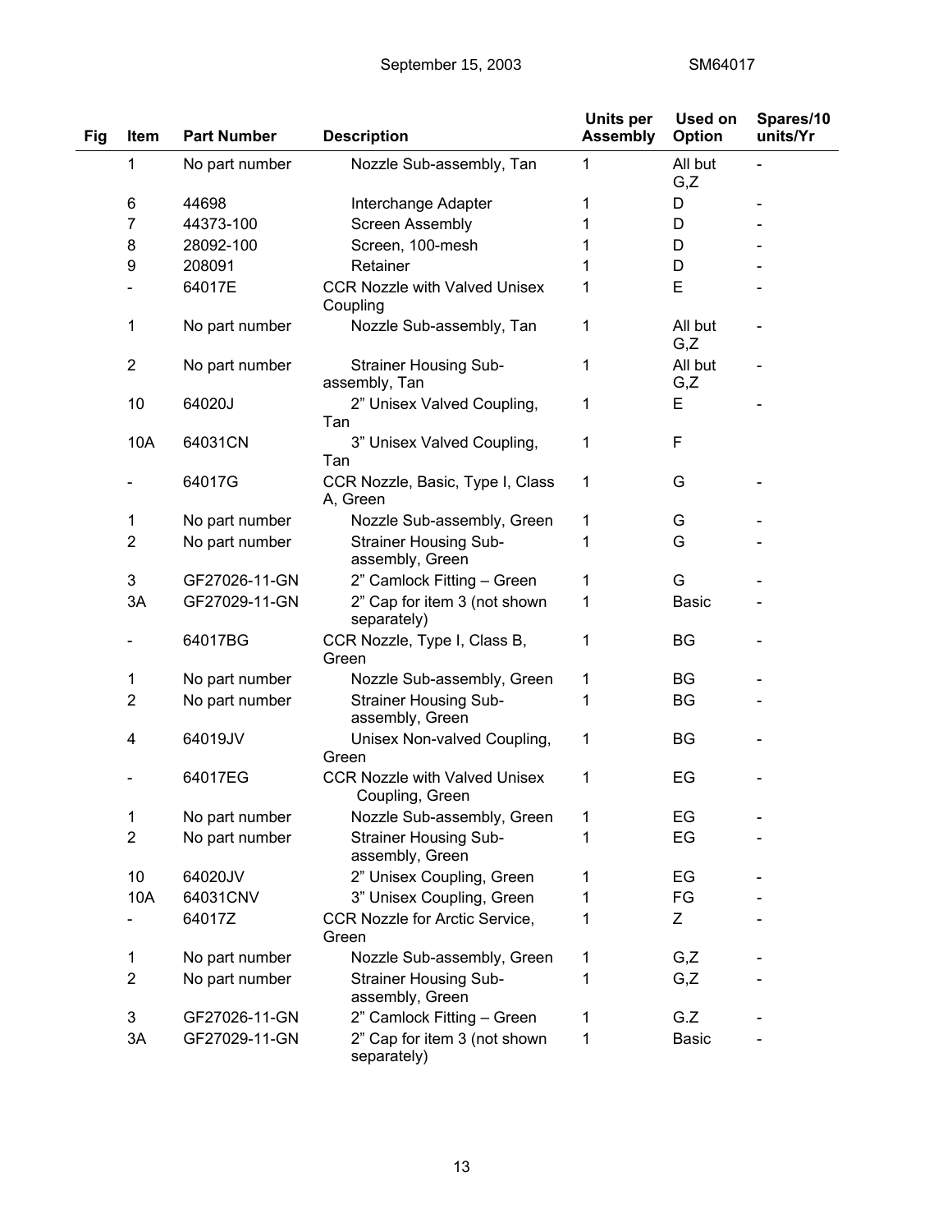| Fig | Item | Part Number | Description | Units per Assembly | Used on Option | Spares/10 units/Yr |
|---|---|---|---|---|---|---|
| | 1 | No part number | Nozzle Sub-assembly, Tan | 1 | All but G,Z | - |
| | 6 | 44698 | Interchange Adapter | 1 | D | - |
| | 7 | 44373-100 | Screen Assembly | 1 | D | - |
| | 8 | 28092-100 | Screen, 100-mesh | 1 | D | - |
| | 9 | 208091 | Retainer | 1 | D | - |
| | - | 64017E | CCR Nozzle with Valved Unisex Coupling | 1 | E | - |
| | 1 | No part number | Nozzle Sub-assembly, Tan | 1 | All but G,Z | - |
| | 2 | No part number | Strainer Housing Sub-assembly, Tan | 1 | All but G,Z | - |
| | 10 | 64020J | 2" Unisex Valved Coupling, Tan | 1 | E | - |
| | 10A | 64031CN | 3" Unisex Valved Coupling, Tan | 1 | F | |
| | - | 64017G | CCR Nozzle, Basic, Type I, Class A, Green | 1 | G | - |
| | 1 | No part number | Nozzle Sub-assembly, Green | 1 | G | - |
| | 2 | No part number | Strainer Housing Sub-assembly, Green | 1 | G | - |
| | 3 | GF27026-11-GN | 2" Camlock Fitting – Green | 1 | G | - |
| | 3A | GF27029-11-GN | 2" Cap for item 3 (not shown separately) | 1 | Basic | - |
| | - | 64017BG | CCR Nozzle, Type I, Class B, Green | 1 | BG | - |
| | 1 | No part number | Nozzle Sub-assembly, Green | 1 | BG | - |
| | 2 | No part number | Strainer Housing Sub-assembly, Green | 1 | BG | - |
| | 4 | 64019JV | Unisex Non-valved Coupling, Green | 1 | BG | - |
| | - | 64017EG | CCR Nozzle with Valved Unisex Coupling, Green | 1 | EG | - |
| | 1 | No part number | Nozzle Sub-assembly, Green | 1 | EG | - |
| | 2 | No part number | Strainer Housing Sub-assembly, Green | 1 | EG | - |
| | 10 | 64020JV | 2" Unisex Coupling, Green | 1 | EG | - |
| | 10A | 64031CNV | 3" Unisex Coupling, Green | 1 | FG | - |
| | - | 64017Z | CCR Nozzle for Arctic Service, Green | 1 | Z | - |
| | 1 | No part number | Nozzle Sub-assembly, Green | 1 | G,Z | - |
| | 2 | No part number | Strainer Housing Sub-assembly, Green | 1 | G,Z | - |
| | 3 | GF27026-11-GN | 2" Camlock Fitting – Green | 1 | G.Z | - |
| | 3A | GF27029-11-GN | 2" Cap for item 3 (not shown separately) | 1 | Basic | - |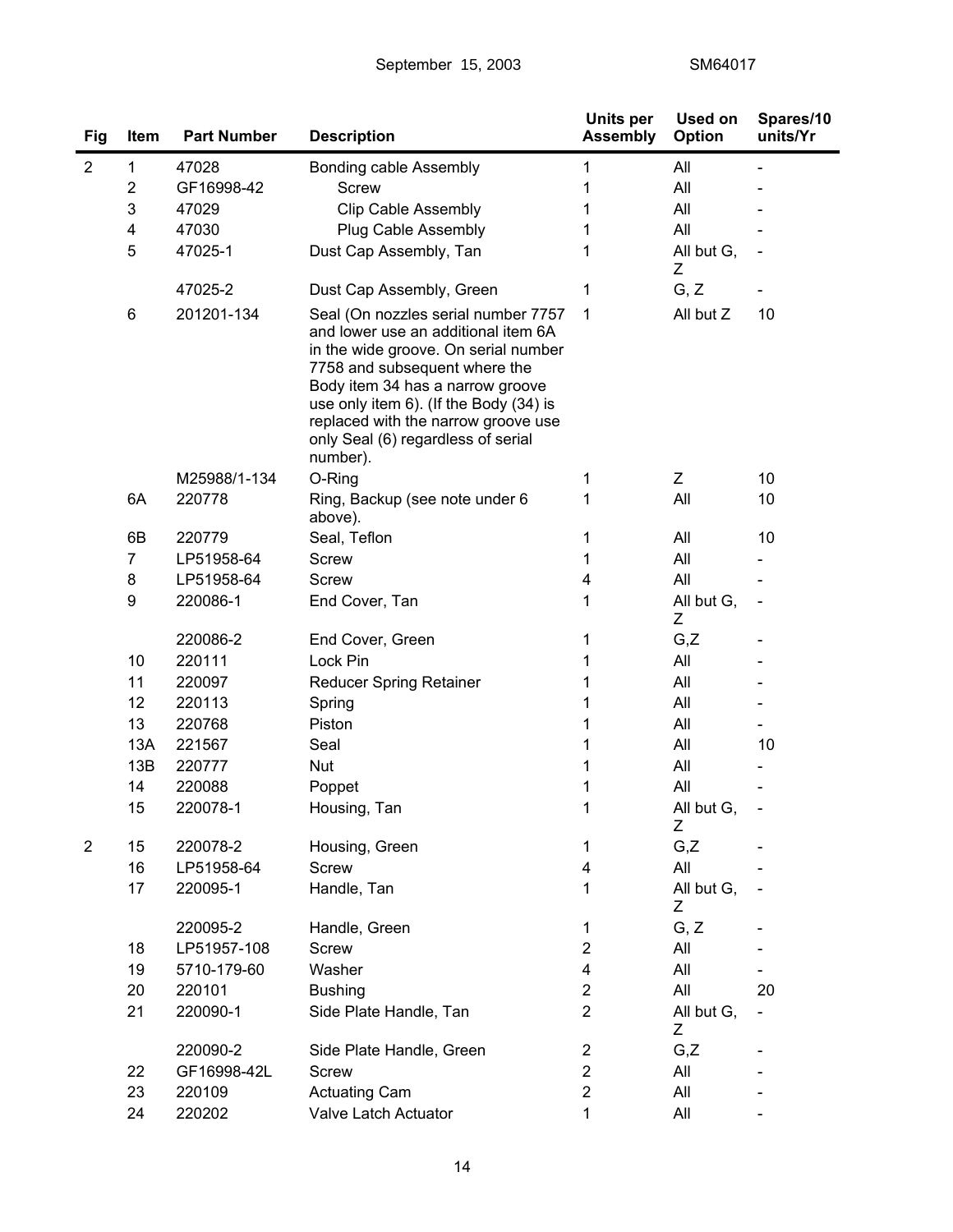| Fig | Item | Part Number | Description | Units per Assembly | Used on Option | Spares/10 units/Yr |
|---|---|---|---|---|---|---|
| 2 | 1 | 47028 | Bonding cable Assembly | 1 | All | - |
| | 2 | GF16998-42 | Screw | 1 | All | - |
| | 3 | 47029 | Clip Cable Assembly | 1 | All | - |
| | 4 | 47030 | Plug Cable Assembly | 1 | All | - |
| | 5 | 47025-1 | Dust Cap Assembly, Tan | 1 | All but G, Z | - |
| | | 47025-2 | Dust Cap Assembly, Green | 1 | G, Z | - |
| | 6 | 201201-134 | Seal (On nozzles serial number 7757 and lower use an additional item 6A in the wide groove. On serial number 7758 and subsequent where the Body item 34 has a narrow groove use only item 6). (If the Body (34) is replaced with the narrow groove use only Seal (6) regardless of serial number). | 1 | All but Z | 10 |
| | | M25988/1-134 | O-Ring | 1 | Z | 10 |
| | 6A | 220778 | Ring, Backup (see note under 6 above). | 1 | All | 10 |
| | 6B | 220779 | Seal, Teflon | 1 | All | 10 |
| | 7 | LP51958-64 | Screw | 1 | All | - |
| | 8 | LP51958-64 | Screw | 4 | All | - |
| | 9 | 220086-1 | End Cover, Tan | 1 | All but G, Z | - |
| | | 220086-2 | End Cover, Green | 1 | G,Z | - |
| | 10 | 220111 | Lock Pin | 1 | All | - |
| | 11 | 220097 | Reducer Spring Retainer | 1 | All | - |
| | 12 | 220113 | Spring | 1 | All | - |
| | 13 | 220768 | Piston | 1 | All | - |
| | 13A | 221567 | Seal | 1 | All | 10 |
| | 13B | 220777 | Nut | 1 | All | - |
| | 14 | 220088 | Poppet | 1 | All | - |
| | 15 | 220078-1 | Housing, Tan | 1 | All but G, Z | - |
| 2 | 15 | 220078-2 | Housing, Green | 1 | G,Z | - |
| | 16 | LP51958-64 | Screw | 4 | All | - |
| | 17 | 220095-1 | Handle, Tan | 1 | All but G, Z | - |
| | | 220095-2 | Handle, Green | 1 | G, Z | - |
| | 18 | LP51957-108 | Screw | 2 | All | - |
| | 19 | 5710-179-60 | Washer | 4 | All | - |
| | 20 | 220101 | Bushing | 2 | All | 20 |
| | 21 | 220090-1 | Side Plate Handle, Tan | 2 | All but G, Z | - |
| | | 220090-2 | Side Plate Handle, Green | 2 | G,Z | - |
| | 22 | GF16998-42L | Screw | 2 | All | - |
| | 23 | 220109 | Actuating Cam | 2 | All | - |
| | 24 | 220202 | Valve Latch Actuator | 1 | All | - |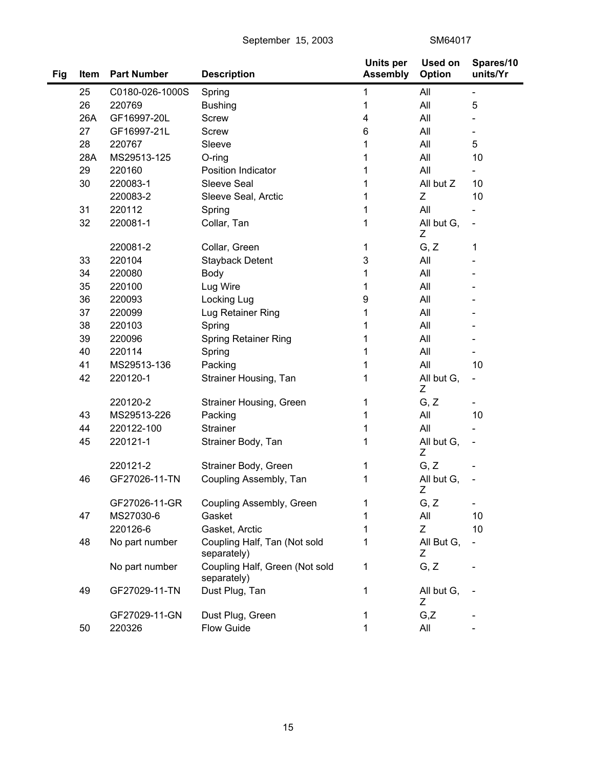| Fig | Item | Part Number | Description | Units per Assembly | Used on Option | Spares/10 units/Yr |
|---|---|---|---|---|---|---|
| | 25 | C0180-026-1000S | Spring | 1 | All | - |
| | 26 | 220769 | Bushing | 1 | All | 5 |
| | 26A | GF16997-20L | Screw | 4 | All | - |
| | 27 | GF16997-21L | Screw | 6 | All | - |
| | 28 | 220767 | Sleeve | 1 | All | 5 |
| | 28A | MS29513-125 | O-ring | 1 | All | 10 |
| | 29 | 220160 | Position Indicator | 1 | All | - |
| | 30 | 220083-1 | Sleeve Seal | 1 | All but Z | 10 |
| | | 220083-2 | Sleeve Seal, Arctic | 1 | Z | 10 |
| | 31 | 220112 | Spring | 1 | All | - |
| | 32 | 220081-1 | Collar, Tan | 1 | All but G, Z | - |
| | | 220081-2 | Collar, Green | 1 | G, Z | 1 |
| | 33 | 220104 | Stayback Detent | 3 | All | - |
| | 34 | 220080 | Body | 1 | All | - |
| | 35 | 220100 | Lug Wire | 1 | All | - |
| | 36 | 220093 | Locking Lug | 9 | All | - |
| | 37 | 220099 | Lug Retainer Ring | 1 | All | - |
| | 38 | 220103 | Spring | 1 | All | - |
| | 39 | 220096 | Spring Retainer Ring | 1 | All | - |
| | 40 | 220114 | Spring | 1 | All | - |
| | 41 | MS29513-136 | Packing | 1 | All | 10 |
| | 42 | 220120-1 | Strainer Housing, Tan | 1 | All but G, Z | - |
| | | 220120-2 | Strainer Housing, Green | 1 | G, Z | - |
| | 43 | MS29513-226 | Packing | 1 | All | 10 |
| | 44 | 220122-100 | Strainer | 1 | All | - |
| | 45 | 220121-1 | Strainer Body, Tan | 1 | All but G, Z | - |
| | | 220121-2 | Strainer Body, Green | 1 | G, Z | - |
| | 46 | GF27026-11-TN | Coupling Assembly, Tan | 1 | All but G, Z | - |
| | | GF27026-11-GR | Coupling Assembly, Green | 1 | G, Z | - |
| | 47 | MS27030-6 | Gasket | 1 | All | 10 |
| | | 220126-6 | Gasket, Arctic | 1 | Z | 10 |
| | 48 | No part number | Coupling Half, Tan (Not sold separately) | 1 | All But G, Z | - |
| | | No part number | Coupling Half, Green (Not sold separately) | 1 | G, Z | - |
| | 49 | GF27029-11-TN | Dust Plug, Tan | 1 | All but G, Z | - |
| | | GF27029-11-GN | Dust Plug, Green | 1 | G,Z | - |
| | 50 | 220326 | Flow Guide | 1 | All | - |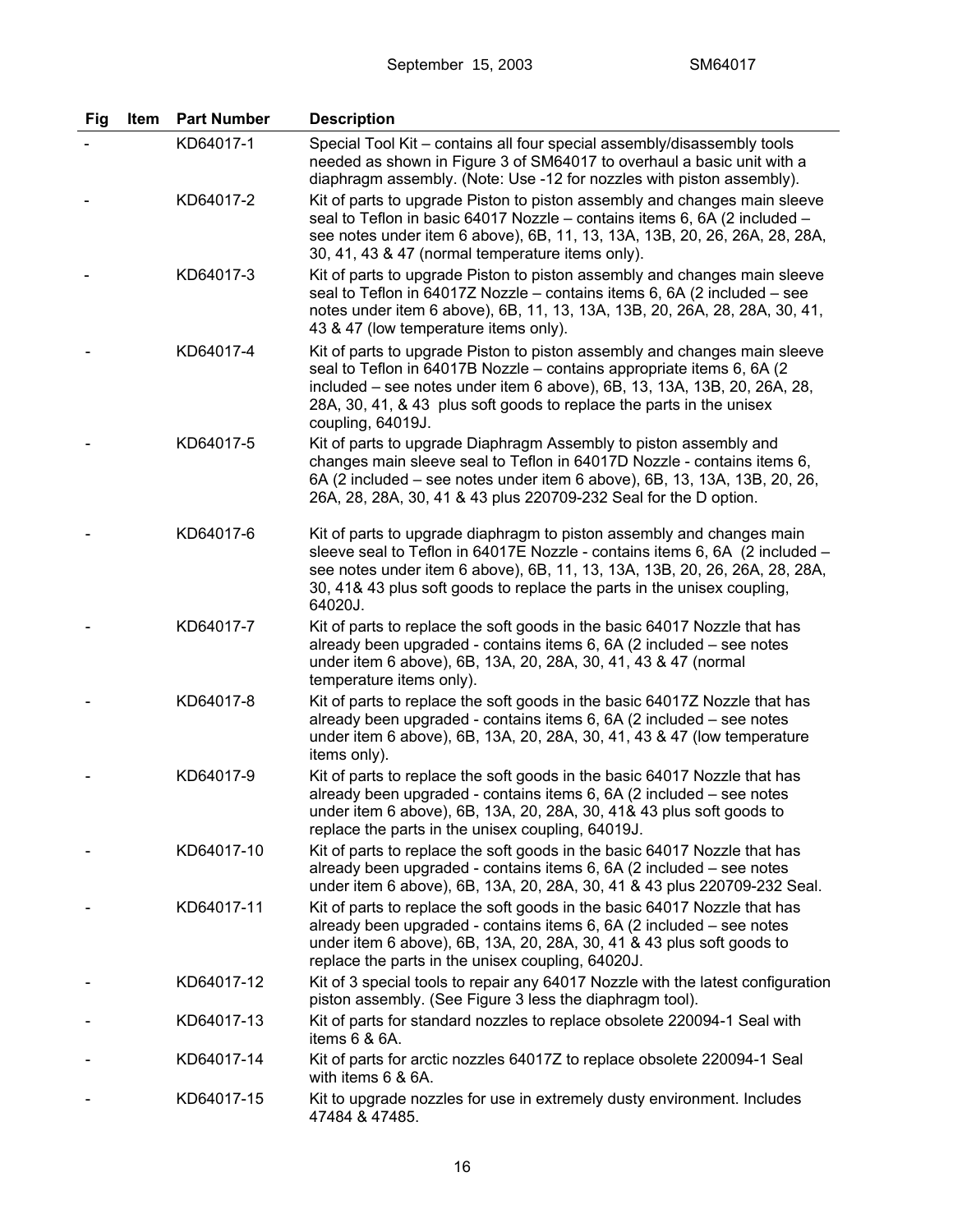| Fig | Item | Part Number | Description |
|---|---|---|---|
| - | | KD64017-1 | Special Tool Kit – contains all four special assembly/disassembly tools needed as shown in Figure 3 of SM64017 to overhaul a basic unit with a diaphragm assembly. (Note: Use -12 for nozzles with piston assembly). |
| - | | KD64017-2 | Kit of parts to upgrade Piston to piston assembly and changes main sleeve seal to Teflon in basic 64017 Nozzle – contains items 6, 6A (2 included – see notes under item 6 above), 6B, 11, 13, 13A, 13B, 20, 26, 26A, 28, 28A, 30, 41, 43 & 47 (normal temperature items only). |
| - | | KD64017-3 | Kit of parts to upgrade Piston to piston assembly and changes main sleeve seal to Teflon in 64017Z Nozzle – contains items 6, 6A (2 included – see notes under item 6 above), 6B, 11, 13, 13A, 13B, 20, 26A, 28, 28A, 30, 41, 43 & 47 (low temperature items only). |
| - | | KD64017-4 | Kit of parts to upgrade Piston to piston assembly and changes main sleeve seal to Teflon in 64017B Nozzle – contains appropriate items 6, 6A (2 included – see notes under item 6 above), 6B, 13, 13A, 13B, 20, 26A, 28, 28A, 30, 41, & 43 plus soft goods to replace the parts in the unisex coupling, 64019J. |
| - | | KD64017-5 | Kit of parts to upgrade Diaphragm Assembly to piston assembly and changes main sleeve seal to Teflon in 64017D Nozzle - contains items 6, 6A (2 included – see notes under item 6 above), 6B, 13, 13A, 13B, 20, 26, 26A, 28, 28A, 30, 41 & 43 plus 220709-232 Seal for the D option. |
| - | | KD64017-6 | Kit of parts to upgrade diaphragm to piston assembly and changes main sleeve seal to Teflon in 64017E Nozzle - contains items 6, 6A (2 included – see notes under item 6 above), 6B, 11, 13, 13A, 13B, 20, 26, 26A, 28, 28A, 30, 41& 43 plus soft goods to replace the parts in the unisex coupling, 64020J. |
| - | | KD64017-7 | Kit of parts to replace the soft goods in the basic 64017 Nozzle that has already been upgraded - contains items 6, 6A (2 included – see notes under item 6 above), 6B, 13A, 20, 28A, 30, 41, 43 & 47 (normal temperature items only). |
| - | | KD64017-8 | Kit of parts to replace the soft goods in the basic 64017Z Nozzle that has already been upgraded - contains items 6, 6A (2 included – see notes under item 6 above), 6B, 13A, 20, 28A, 30, 41, 43 & 47 (low temperature items only). |
| - | | KD64017-9 | Kit of parts to replace the soft goods in the basic 64017 Nozzle that has already been upgraded - contains items 6, 6A (2 included – see notes under item 6 above), 6B, 13A, 20, 28A, 30, 41& 43 plus soft goods to replace the parts in the unisex coupling, 64019J. |
| - | | KD64017-10 | Kit of parts to replace the soft goods in the basic 64017 Nozzle that has already been upgraded - contains items 6, 6A (2 included – see notes under item 6 above), 6B, 13A, 20, 28A, 30, 41 & 43 plus 220709-232 Seal. |
| - | | KD64017-11 | Kit of parts to replace the soft goods in the basic 64017 Nozzle that has already been upgraded - contains items 6, 6A (2 included – see notes under item 6 above), 6B, 13A, 20, 28A, 30, 41 & 43 plus soft goods to replace the parts in the unisex coupling, 64020J. |
| - | | KD64017-12 | Kit of 3 special tools to repair any 64017 Nozzle with the latest configuration piston assembly. (See Figure 3 less the diaphragm tool). |
| - | | KD64017-13 | Kit of parts for standard nozzles to replace obsolete 220094-1 Seal with items 6 & 6A. |
| - | | KD64017-14 | Kit of parts for arctic nozzles 64017Z to replace obsolete 220094-1 Seal with items 6 & 6A. |
| - | | KD64017-15 | Kit to upgrade nozzles for use in extremely dusty environment. Includes 47484 & 47485. |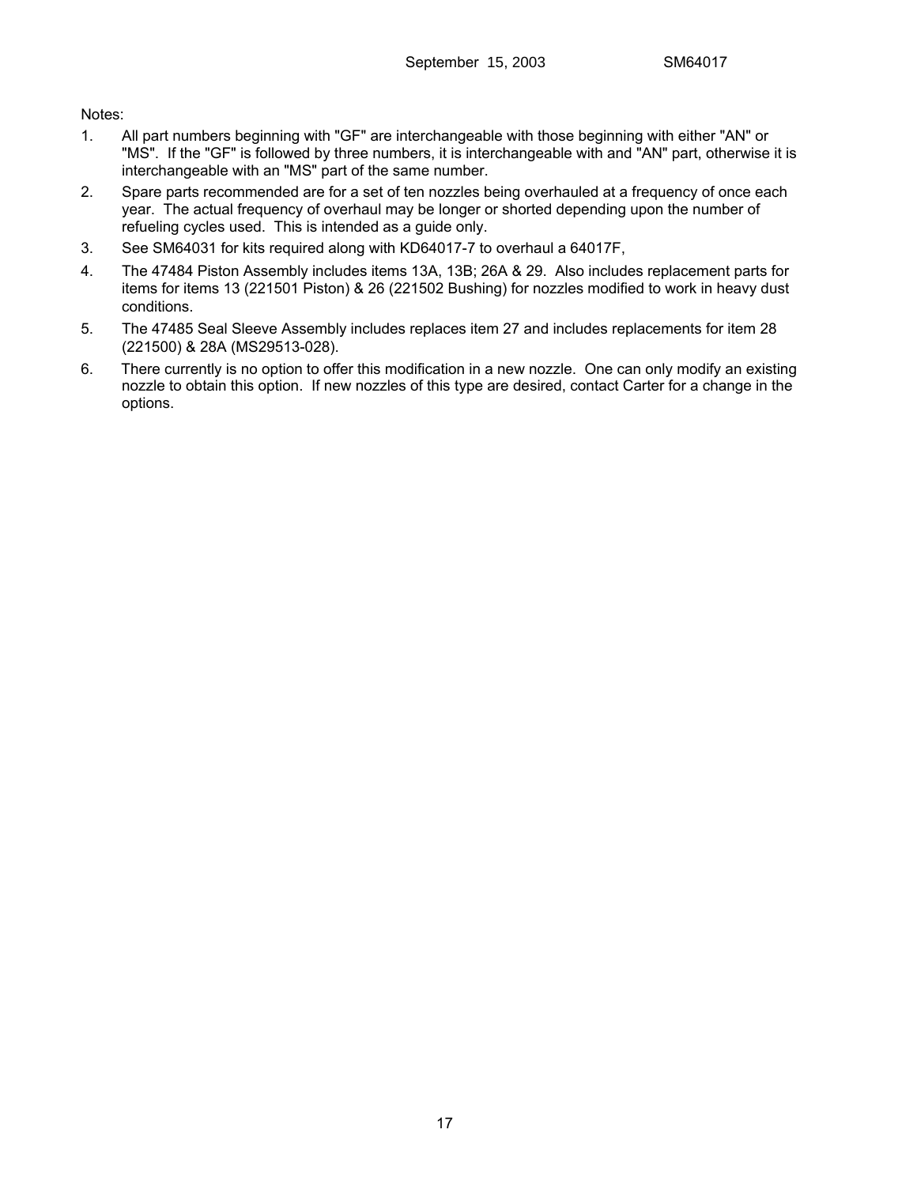Notes:

1. All part numbers beginning with "GF" are interchangeable with those beginning with either "AN" or "MS". If the "GF" is followed by three numbers, it is interchangeable with and "AN" part, otherwise it is interchangeable with an "MS" part of the same number.
2. Spare parts recommended are for a set of ten nozzles being overhauled at a frequency of once each year. The actual frequency of overhaul may be longer or shorted depending upon the number of refueling cycles used. This is intended as a guide only.
3. See SM64031 for kits required along with KD64017-7 to overhaul a 64017F,
4. The 47484 Piston Assembly includes items 13A, 13B; 26A & 29. Also includes replacement parts for items for items 13 (221501 Piston) & 26 (221502 Bushing) for nozzles modified to work in heavy dust conditions.
5. The 47485 Seal Sleeve Assembly includes replaces item 27 and includes replacements for item 28 (221500) & 28A (MS29513-028).
6. There currently is no option to offer this modification in a new nozzle. One can only modify an existing nozzle to obtain this option. If new nozzles of this type are desired, contact Carter for a change in the options.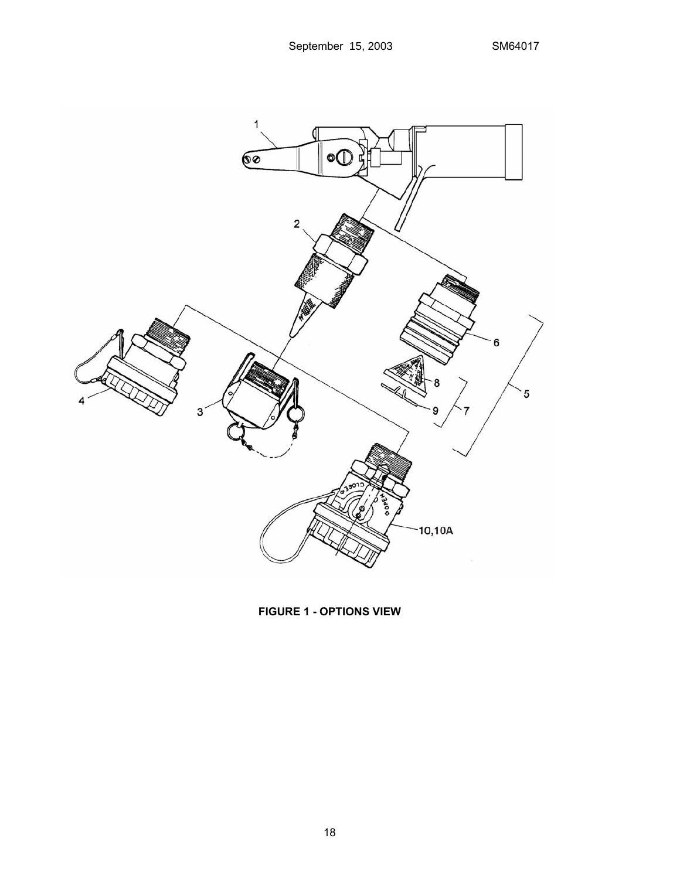**FIGURE 1 - OPTIONS VIEW**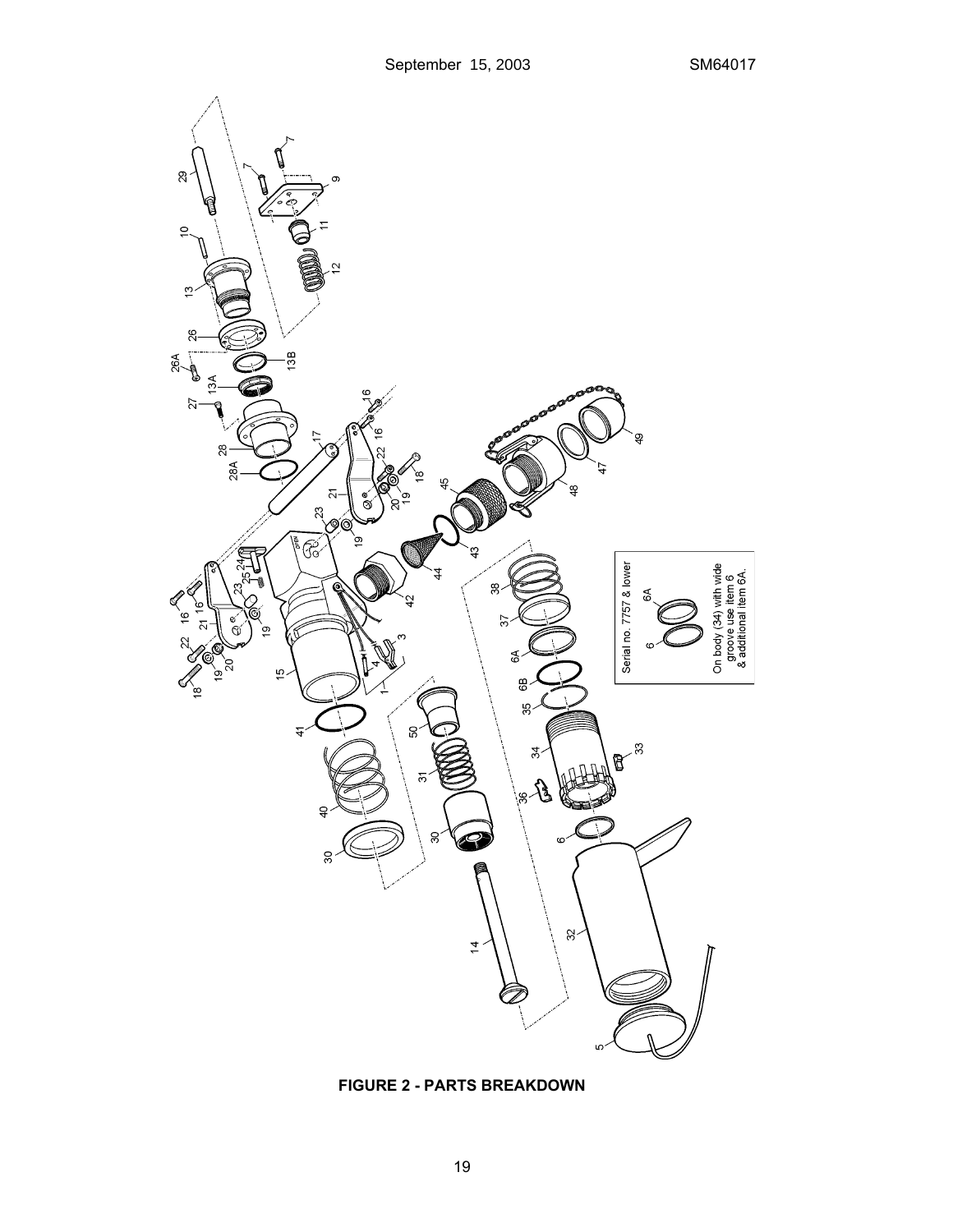Serial no. 7757 & lower

On body (34) with wide groove use item 6 & additional item 6A.

**FIGURE 2 - PARTS BREAKDOWN**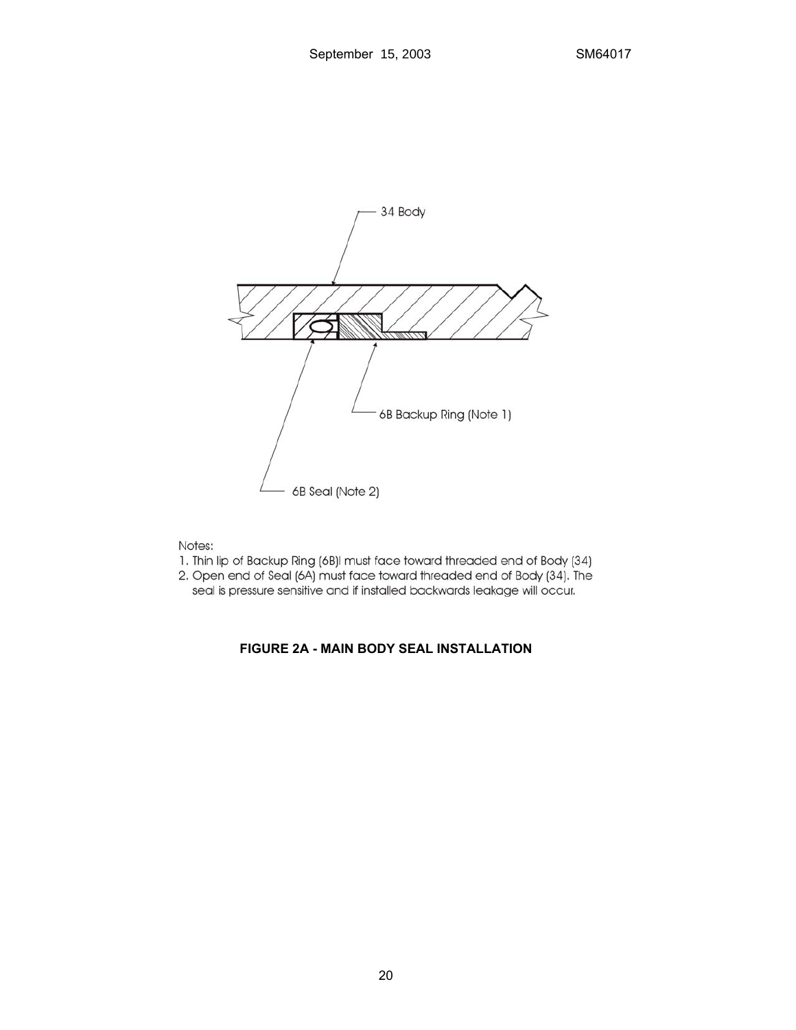34 Body

6B Backup Ring (Note 1)

6B Seal (Note 2)

Notes:

1. Thin lip of Backup Ring (6B)I must face toward threaded end of Body (34)
2. Open end of Seal (6A) must face toward threaded end of Body (34). The seal is pressure sensitive and if installed backwards leakage will occur.

**FIGURE 2A - MAIN BODY SEAL INSTALLATION**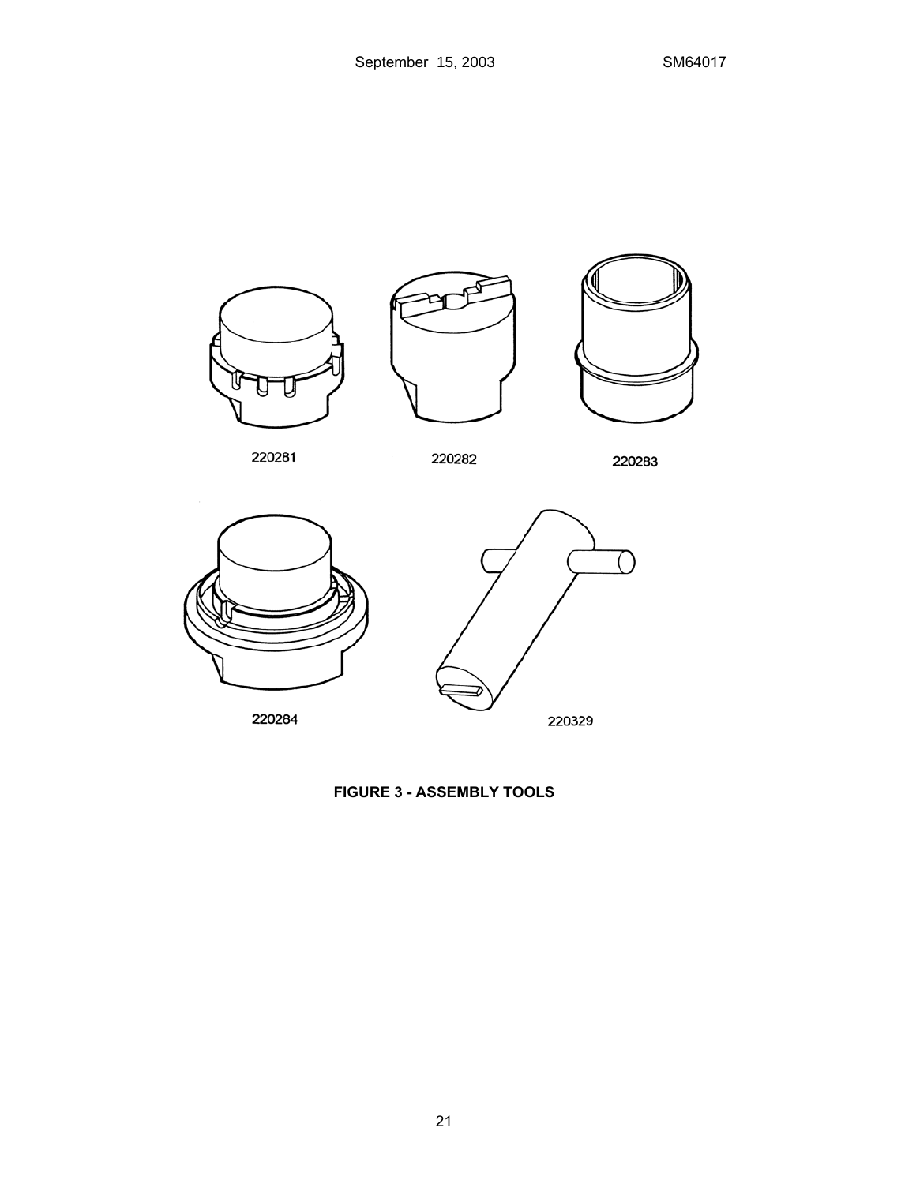220281

220282

220283

220284

220329

**FIGURE 3 - ASSEMBLY TOOLS**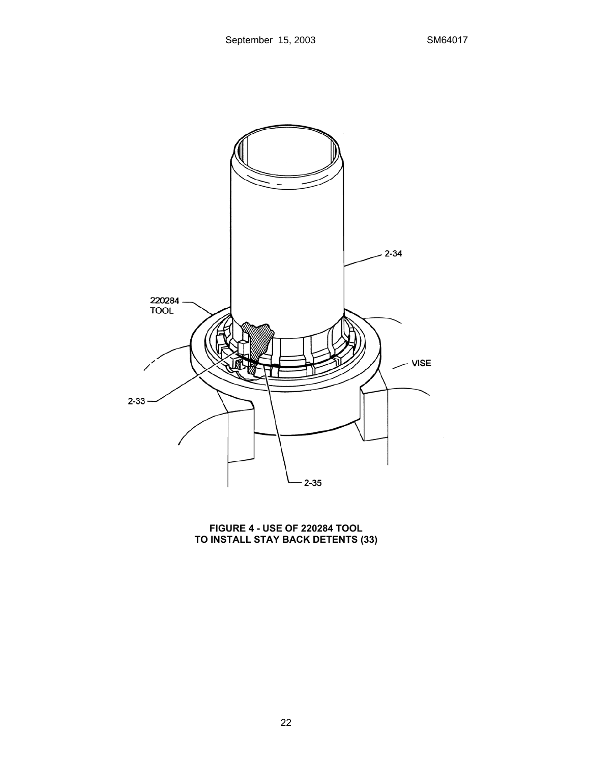**FIGURE 4 - USE OF 220284 TOOL TO INSTALL STAY BACK DETENTS (33)**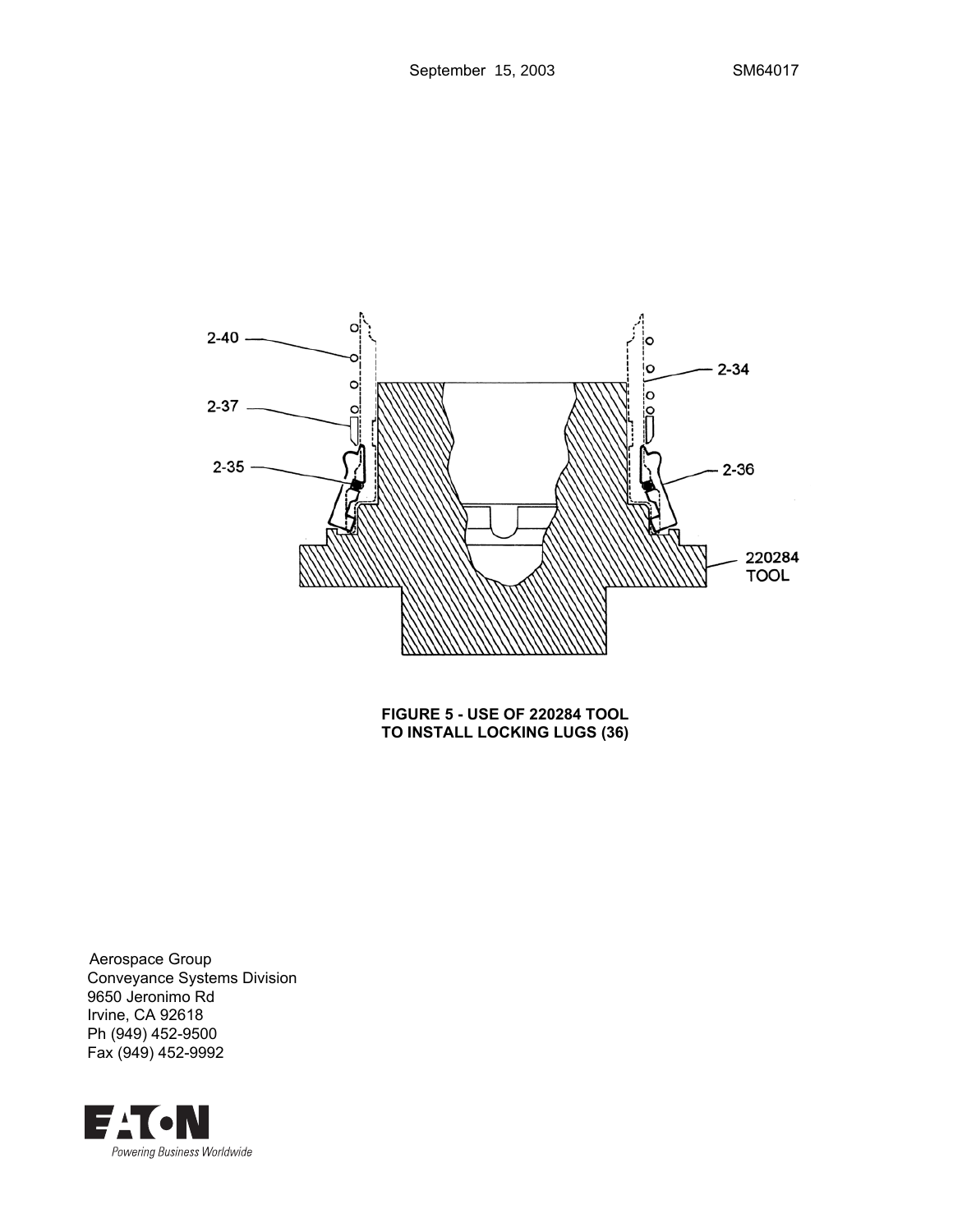2-40

2-37

2-35

2-34

2-36

220284 TOOL

**FIGURE 5 - USE OF 220284 TOOL TO INSTALL LOCKING LUGS (36)**

Aerospace Group
Conveyance Systems Division
9650 Jeronimo Rd
Irvine, CA 92618
Ph (949) 452-9500
Fax (949) 452-9992

EATON
Powering Business Worldwide